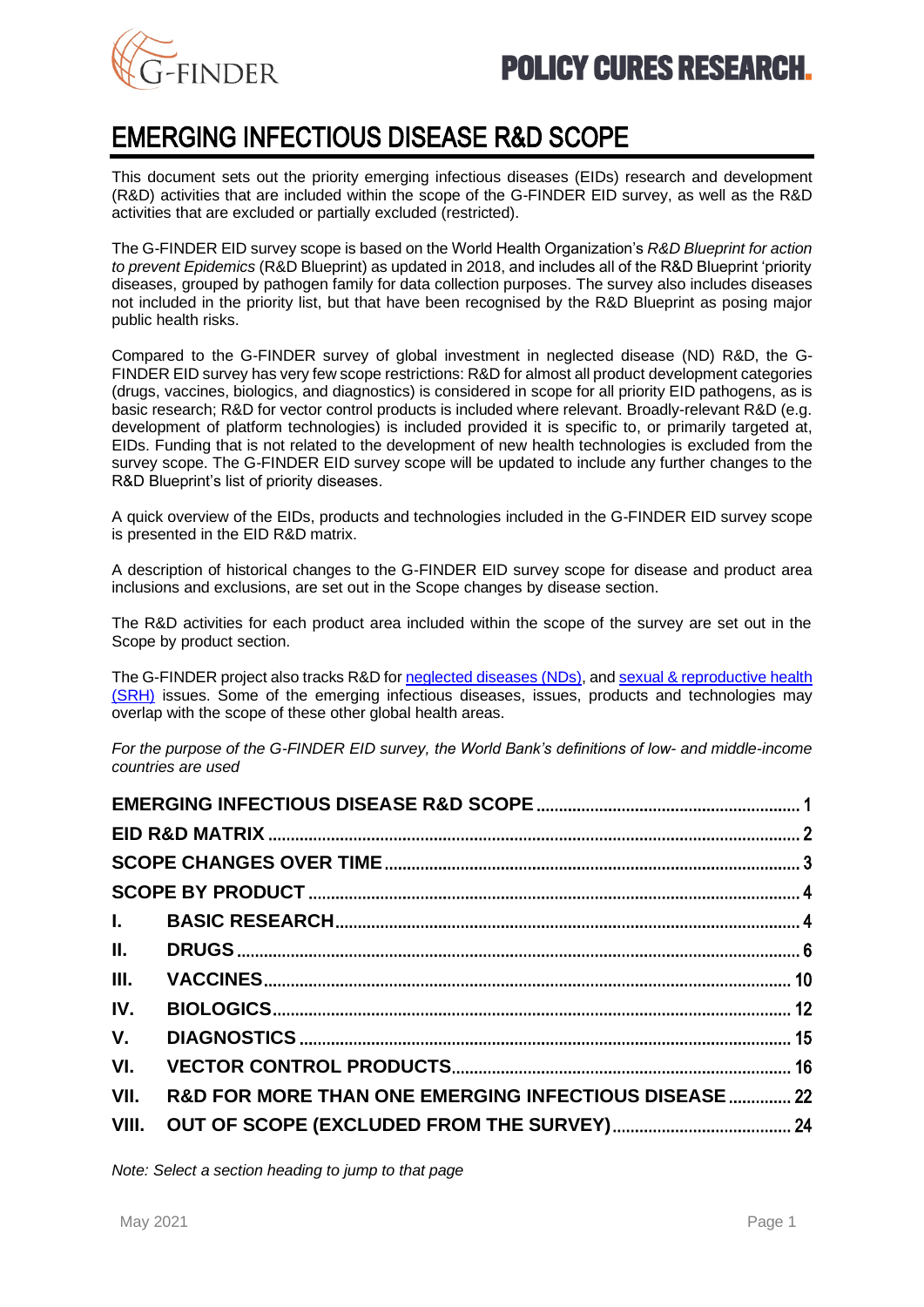# EMERGING INFECTIOUS DISEASE R&D SCOPE

This document sets out the priority emerging infectious diseases (EIDs) research and development (R&D) activities that are included within the scope of the G-FINDER EID survey, as well as the R&D activities that are excluded or partially excluded (restricted).

The G-FINDER EID survey scope is based on the World Health Organization's *R&D Blueprint for action to prevent Epidemics* (R&D Blueprint) as updated in 2018, and includes all of the R&D Blueprint 'priority diseases, grouped by pathogen family for data collection purposes. The survey also includes diseases not included in the priority list, but that have been recognised by the R&D Blueprint as posing major public health risks.

Compared to the G-FINDER survey of global investment in neglected disease (ND) R&D, the G-FINDER EID survey has very few scope restrictions: R&D for almost all product development categories (drugs, vaccines, biologics, and diagnostics) is considered in scope for all priority EID pathogens, as is basic research; R&D for vector control products is included where relevant. Broadly-relevant R&D (e.g. development of platform technologies) is included provided it is specific to, or primarily targeted at, EIDs. Funding that is not related to the development of new health technologies is excluded from the survey scope. The G-FINDER EID survey scope will be updated to include any further changes to the R&D Blueprint's list of priority diseases.

A quick overview of the EIDs, products and technologies included in the G-FINDER EID survey scope is presented in the EID R&D matrix.

A description of historical changes to the G-FINDER EID survey scope for disease and product area inclusions and exclusions, are set out in the Scope changes by disease section.

The R&D activities for each product area included within the scope of the survey are set out in the Scope by product section.

The G-FINDER project also tracks R&D for neglected diseases (NDs), and sexual & reproductive health (SRH) issues. Some of the emerging infectious diseases, issues, products and technologies may overlap with the scope of these other global health areas.

*For the purpose of the G-FINDER EID survey, the World Bank's definitions of low- and middle-income countries are used*

- EMERGING INFECTIOUS DISEASE R&D SCOPE .......... 1
- EID R&D MATRIX .......... 2
- SCOPE CHANGES OVER TIME .......... 3
- SCOPE BY PRODUCT .......... 4
- I. BASIC RESEARCH .......... 4
- II. DRUGS .......... 6
- III. VACCINES .......... 10
- IV. BIOLOGICS .......... 12
- V. DIAGNOSTICS .......... 15
- VI. VECTOR CONTROL PRODUCTS .......... 16
- VII. R&D FOR MORE THAN ONE EMERGING INFECTIOUS DISEASE .......... 22
- VIII. OUT OF SCOPE (EXCLUDED FROM THE SURVEY) .......... 24

*Note: Select a section heading to jump to that page*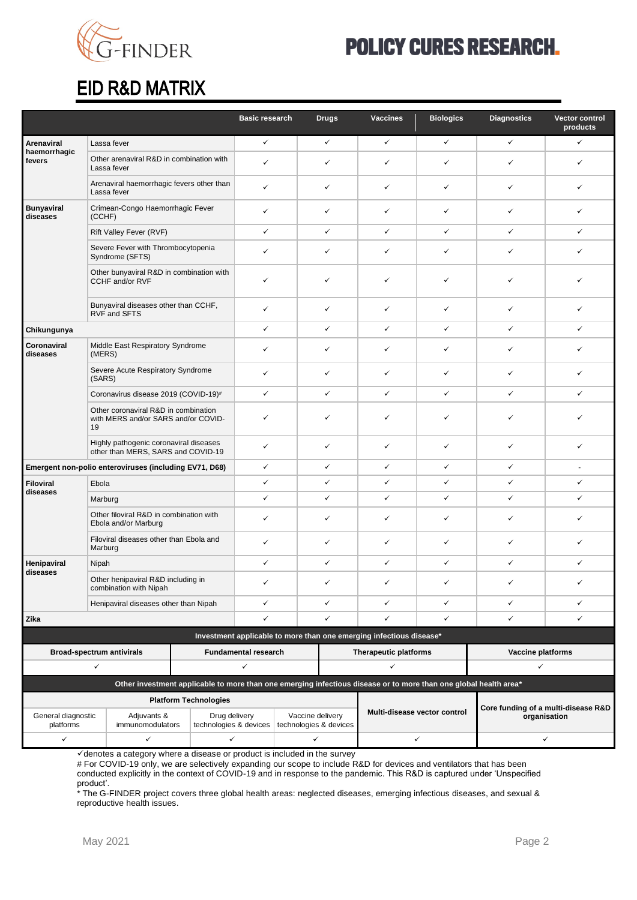# EID R&D MATRIX

| | | Basic research | Drugs | Vaccines | Biologics | Diagnostics | Vector control products |
|---|---|---|---|---|---|---|---|
| **Arenaviral haemorrhagic fevers** | Lassa fever | ✓ | ✓ | ✓ | ✓ | ✓ | ✓ |
| | Other arenaviral R&D in combination with Lassa fever | ✓ | ✓ | ✓ | ✓ | ✓ | ✓ |
| | Arenaviral haemorrhagic fevers other than Lassa fever | ✓ | ✓ | ✓ | ✓ | ✓ | ✓ |
| **Bunyaviral diseases** | Crimean-Congo Haemorrhagic Fever (CCHF) | ✓ | ✓ | ✓ | ✓ | ✓ | ✓ |
| | Rift Valley Fever (RVF) | ✓ | ✓ | ✓ | ✓ | ✓ | ✓ |
| | Severe Fever with Thrombocytopenia Syndrome (SFTS) | ✓ | ✓ | ✓ | ✓ | ✓ | ✓ |
| | Other bunyaviral R&D in combination with CCHF and/or RVF | ✓ | ✓ | ✓ | ✓ | ✓ | ✓ |
| | Bunyaviral diseases other than CCHF, RVF and SFTS | ✓ | ✓ | ✓ | ✓ | ✓ | ✓ |
| **Chikungunya** | | ✓ | ✓ | ✓ | ✓ | ✓ | ✓ |
| **Coronaviral diseases** | Middle East Respiratory Syndrome (MERS) | ✓ | ✓ | ✓ | ✓ | ✓ | ✓ |
| | Severe Acute Respiratory Syndrome (SARS) | ✓ | ✓ | ✓ | ✓ | ✓ | ✓ |
| | Coronavirus disease 2019 (COVID-19)# | ✓ | ✓ | ✓ | ✓ | ✓ | ✓ |
| | Other coronaviral R&D in combination with MERS and/or SARS and/or COVID-19 | ✓ | ✓ | ✓ | ✓ | ✓ | ✓ |
| | Highly pathogenic coronaviral diseases other than MERS, SARS and COVID-19 | ✓ | ✓ | ✓ | ✓ | ✓ | ✓ |
| **Emergent non-polio enteroviruses (including EV71, D68)** | | ✓ | ✓ | ✓ | ✓ | ✓ | - |
| **Filoviral diseases** | Ebola | ✓ | ✓ | ✓ | ✓ | ✓ | ✓ |
| | Marburg | ✓ | ✓ | ✓ | ✓ | ✓ | ✓ |
| | Other filoviral R&D in combination with Ebola and/or Marburg | ✓ | ✓ | ✓ | ✓ | ✓ | ✓ |
| | Filoviral diseases other than Ebola and Marburg | ✓ | ✓ | ✓ | ✓ | ✓ | ✓ |
| **Henipaviral diseases** | Nipah | ✓ | ✓ | ✓ | ✓ | ✓ | ✓ |
| | Other henipaviral R&D including in combination with Nipah | ✓ | ✓ | ✓ | ✓ | ✓ | ✓ |
| | Henipaviral diseases other than Nipah | ✓ | ✓ | ✓ | ✓ | ✓ | ✓ |
| **Zika** | | ✓ | ✓ | ✓ | ✓ | ✓ | ✓ |

**Investment applicable to more than one emerging infectious disease***

| Broad-spectrum antivirals | Fundamental research | Therapeutic platforms | Vaccine platforms |
|---|---|---|---|
| ✓ | ✓ | ✓ | ✓ |

**Other investment applicable to more than one emerging infectious disease or to more than one global health area***

| Platform Technologies | | | | Multi-disease vector control | Core funding of a multi-disease R&D organisation |
|---|---|---|---|---|---|
| General diagnostic platforms | Adjuvants & immunomodulators | Drug delivery technologies & devices | Vaccine delivery technologies & devices | | |
| ✓ | ✓ | ✓ | ✓ | ✓ | ✓ |

✓denotes a category where a disease or product is included in the survey

# For COVID-19 only, we are selectively expanding our scope to include R&D for devices and ventilators that has been conducted explicitly in the context of COVID-19 and in response to the pandemic. This R&D is captured under 'Unspecified product'.

* The G-FINDER project covers three global health areas: neglected diseases, emerging infectious diseases, and sexual & reproductive health issues.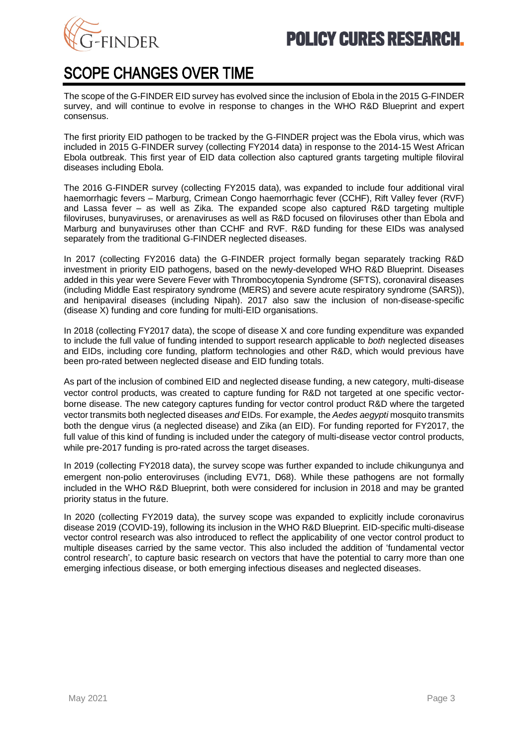# SCOPE CHANGES OVER TIME

The scope of the G-FINDER EID survey has evolved since the inclusion of Ebola in the 2015 G-FINDER survey, and will continue to evolve in response to changes in the WHO R&D Blueprint and expert consensus.

The first priority EID pathogen to be tracked by the G-FINDER project was the Ebola virus, which was included in 2015 G-FINDER survey (collecting FY2014 data) in response to the 2014-15 West African Ebola outbreak. This first year of EID data collection also captured grants targeting multiple filoviral diseases including Ebola.

The 2016 G-FINDER survey (collecting FY2015 data), was expanded to include four additional viral haemorrhagic fevers – Marburg, Crimean Congo haemorrhagic fever (CCHF), Rift Valley fever (RVF) and Lassa fever – as well as Zika. The expanded scope also captured R&D targeting multiple filoviruses, bunyaviruses, or arenaviruses as well as R&D focused on filoviruses other than Ebola and Marburg and bunyaviruses other than CCHF and RVF. R&D funding for these EIDs was analysed separately from the traditional G-FINDER neglected diseases.

In 2017 (collecting FY2016 data) the G-FINDER project formally began separately tracking R&D investment in priority EID pathogens, based on the newly-developed WHO R&D Blueprint. Diseases added in this year were Severe Fever with Thrombocytopenia Syndrome (SFTS), coronaviral diseases (including Middle East respiratory syndrome (MERS) and severe acute respiratory syndrome (SARS)), and henipaviral diseases (including Nipah). 2017 also saw the inclusion of non-disease-specific (disease X) funding and core funding for multi-EID organisations.

In 2018 (collecting FY2017 data), the scope of disease X and core funding expenditure was expanded to include the full value of funding intended to support research applicable to *both* neglected diseases and EIDs, including core funding, platform technologies and other R&D, which would previous have been pro-rated between neglected disease and EID funding totals.

As part of the inclusion of combined EID and neglected disease funding, a new category, multi-disease vector control products, was created to capture funding for R&D not targeted at one specific vector-borne disease. The new category captures funding for vector control product R&D where the targeted vector transmits both neglected diseases *and* EIDs. For example, the *Aedes aegypti* mosquito transmits both the dengue virus (a neglected disease) and Zika (an EID). For funding reported for FY2017, the full value of this kind of funding is included under the category of multi-disease vector control products, while pre-2017 funding is pro-rated across the target diseases.

In 2019 (collecting FY2018 data), the survey scope was further expanded to include chikungunya and emergent non-polio enteroviruses (including EV71, D68). While these pathogens are not formally included in the WHO R&D Blueprint, both were considered for inclusion in 2018 and may be granted priority status in the future.

In 2020 (collecting FY2019 data), the survey scope was expanded to explicitly include coronavirus disease 2019 (COVID-19), following its inclusion in the WHO R&D Blueprint. EID-specific multi-disease vector control research was also introduced to reflect the applicability of one vector control product to multiple diseases carried by the same vector. This also included the addition of 'fundamental vector control research', to capture basic research on vectors that have the potential to carry more than one emerging infectious disease, or both emerging infectious diseases and neglected diseases.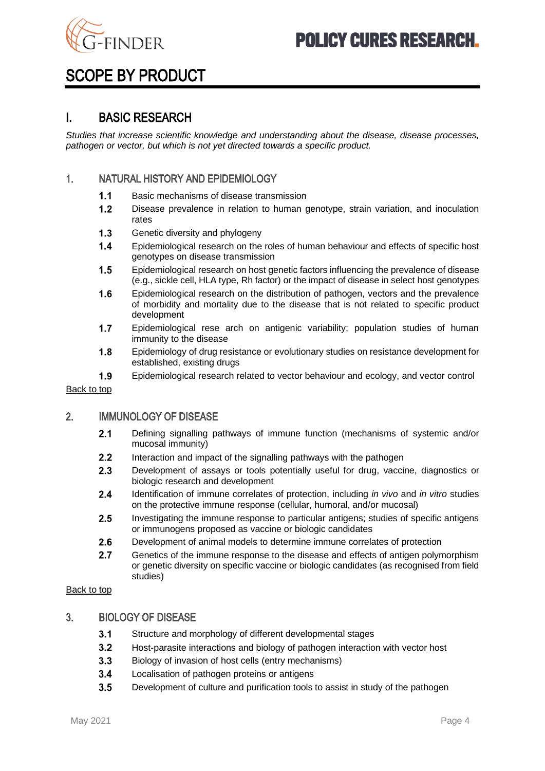# SCOPE BY PRODUCT

## I. BASIC RESEARCH

*Studies that increase scientific knowledge and understanding about the disease, disease processes, pathogen or vector, but which is not yet directed towards a specific product.*

### 1. NATURAL HISTORY AND EPIDEMIOLOGY

**1.1** Basic mechanisms of disease transmission

**1.2** Disease prevalence in relation to human genotype, strain variation, and inoculation rates

**1.3** Genetic diversity and phylogeny

**1.4** Epidemiological research on the roles of human behaviour and effects of specific host genotypes on disease transmission

**1.5** Epidemiological research on host genetic factors influencing the prevalence of disease (e.g., sickle cell, HLA type, Rh factor) or the impact of disease in select host genotypes

**1.6** Epidemiological research on the distribution of pathogen, vectors and the prevalence of morbidity and mortality due to the disease that is not related to specific product development

**1.7** Epidemiological rese arch on antigenic variability; population studies of human immunity to the disease

**1.8** Epidemiology of drug resistance or evolutionary studies on resistance development for established, existing drugs

**1.9** Epidemiological research related to vector behaviour and ecology, and vector control

Back to top

### 2. IMMUNOLOGY OF DISEASE

**2.1** Defining signalling pathways of immune function (mechanisms of systemic and/or mucosal immunity)

**2.2** Interaction and impact of the signalling pathways with the pathogen

**2.3** Development of assays or tools potentially useful for drug, vaccine, diagnostics or biologic research and development

**2.4** Identification of immune correlates of protection, including *in vivo* and *in vitro* studies on the protective immune response (cellular, humoral, and/or mucosal)

**2.5** Investigating the immune response to particular antigens; studies of specific antigens or immunogens proposed as vaccine or biologic candidates

**2.6** Development of animal models to determine immune correlates of protection

**2.7** Genetics of the immune response to the disease and effects of antigen polymorphism or genetic diversity on specific vaccine or biologic candidates (as recognised from field studies)

Back to top

### 3. BIOLOGY OF DISEASE

**3.1** Structure and morphology of different developmental stages

**3.2** Host-parasite interactions and biology of pathogen interaction with vector host

**3.3** Biology of invasion of host cells (entry mechanisms)

**3.4** Localisation of pathogen proteins or antigens

**3.5** Development of culture and purification tools to assist in study of the pathogen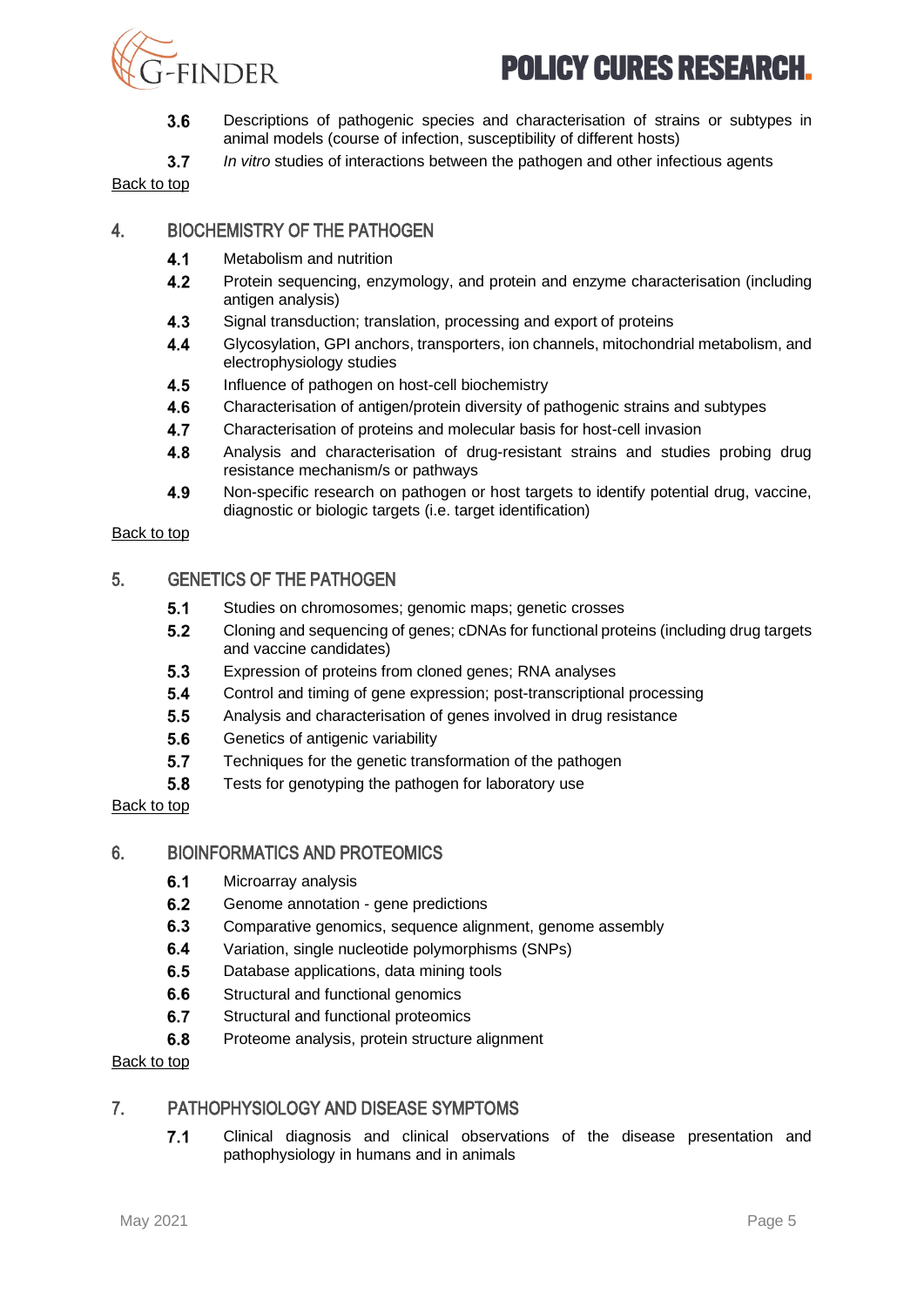**3.6** Descriptions of pathogenic species and characterisation of strains or subtypes in animal models (course of infection, susceptibility of different hosts)

**3.7** *In vitro* studies of interactions between the pathogen and other infectious agents

Back to top

## 4. BIOCHEMISTRY OF THE PATHOGEN

**4.1** Metabolism and nutrition

**4.2** Protein sequencing, enzymology, and protein and enzyme characterisation (including antigen analysis)

**4.3** Signal transduction; translation, processing and export of proteins

**4.4** Glycosylation, GPI anchors, transporters, ion channels, mitochondrial metabolism, and electrophysiology studies

**4.5** Influence of pathogen on host-cell biochemistry

**4.6** Characterisation of antigen/protein diversity of pathogenic strains and subtypes

**4.7** Characterisation of proteins and molecular basis for host-cell invasion

**4.8** Analysis and characterisation of drug-resistant strains and studies probing drug resistance mechanism/s or pathways

**4.9** Non-specific research on pathogen or host targets to identify potential drug, vaccine, diagnostic or biologic targets (i.e. target identification)

Back to top

## 5. GENETICS OF THE PATHOGEN

**5.1** Studies on chromosomes; genomic maps; genetic crosses

**5.2** Cloning and sequencing of genes; cDNAs for functional proteins (including drug targets and vaccine candidates)

**5.3** Expression of proteins from cloned genes; RNA analyses

**5.4** Control and timing of gene expression; post-transcriptional processing

**5.5** Analysis and characterisation of genes involved in drug resistance

**5.6** Genetics of antigenic variability

**5.7** Techniques for the genetic transformation of the pathogen

**5.8** Tests for genotyping the pathogen for laboratory use

Back to top

## 6. BIOINFORMATICS AND PROTEOMICS

**6.1** Microarray analysis

**6.2** Genome annotation - gene predictions

**6.3** Comparative genomics, sequence alignment, genome assembly

**6.4** Variation, single nucleotide polymorphisms (SNPs)

**6.5** Database applications, data mining tools

**6.6** Structural and functional genomics

**6.7** Structural and functional proteomics

**6.8** Proteome analysis, protein structure alignment

Back to top

## 7. PATHOPHYSIOLOGY AND DISEASE SYMPTOMS

**7.1** Clinical diagnosis and clinical observations of the disease presentation and pathophysiology in humans and in animals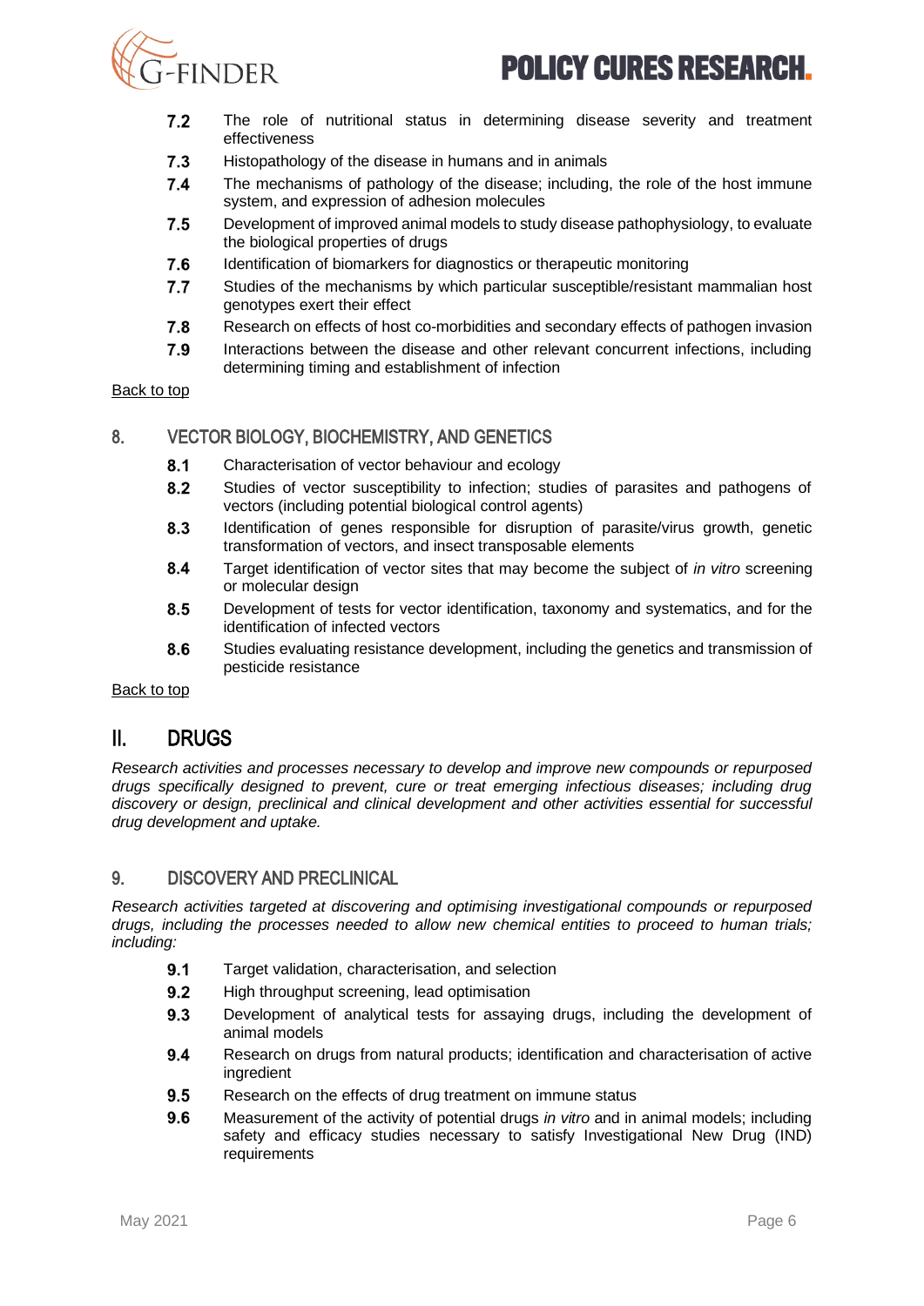- **7.2** The role of nutritional status in determining disease severity and treatment effectiveness
- **7.3** Histopathology of the disease in humans and in animals
- **7.4** The mechanisms of pathology of the disease; including, the role of the host immune system, and expression of adhesion molecules
- **7.5** Development of improved animal models to study disease pathophysiology, to evaluate the biological properties of drugs
- **7.6** Identification of biomarkers for diagnostics or therapeutic monitoring
- **7.7** Studies of the mechanisms by which particular susceptible/resistant mammalian host genotypes exert their effect
- **7.8** Research on effects of host co-morbidities and secondary effects of pathogen invasion
- **7.9** Interactions between the disease and other relevant concurrent infections, including determining timing and establishment of infection

Back to top

### 8. VECTOR BIOLOGY, BIOCHEMISTRY, AND GENETICS

- **8.1** Characterisation of vector behaviour and ecology
- **8.2** Studies of vector susceptibility to infection; studies of parasites and pathogens of vectors (including potential biological control agents)
- **8.3** Identification of genes responsible for disruption of parasite/virus growth, genetic transformation of vectors, and insect transposable elements
- **8.4** Target identification of vector sites that may become the subject of *in vitro* screening or molecular design
- **8.5** Development of tests for vector identification, taxonomy and systematics, and for the identification of infected vectors
- **8.6** Studies evaluating resistance development, including the genetics and transmission of pesticide resistance

Back to top

## II. DRUGS

*Research activities and processes necessary to develop and improve new compounds or repurposed drugs specifically designed to prevent, cure or treat emerging infectious diseases; including drug discovery or design, preclinical and clinical development and other activities essential for successful drug development and uptake.*

### 9. DISCOVERY AND PRECLINICAL

*Research activities targeted at discovering and optimising investigational compounds or repurposed drugs, including the processes needed to allow new chemical entities to proceed to human trials; including:*

- **9.1** Target validation, characterisation, and selection
- **9.2** High throughput screening, lead optimisation
- **9.3** Development of analytical tests for assaying drugs, including the development of animal models
- **9.4** Research on drugs from natural products; identification and characterisation of active ingredient
- **9.5** Research on the effects of drug treatment on immune status
- **9.6** Measurement of the activity of potential drugs *in vitro* and in animal models; including safety and efficacy studies necessary to satisfy Investigational New Drug (IND) requirements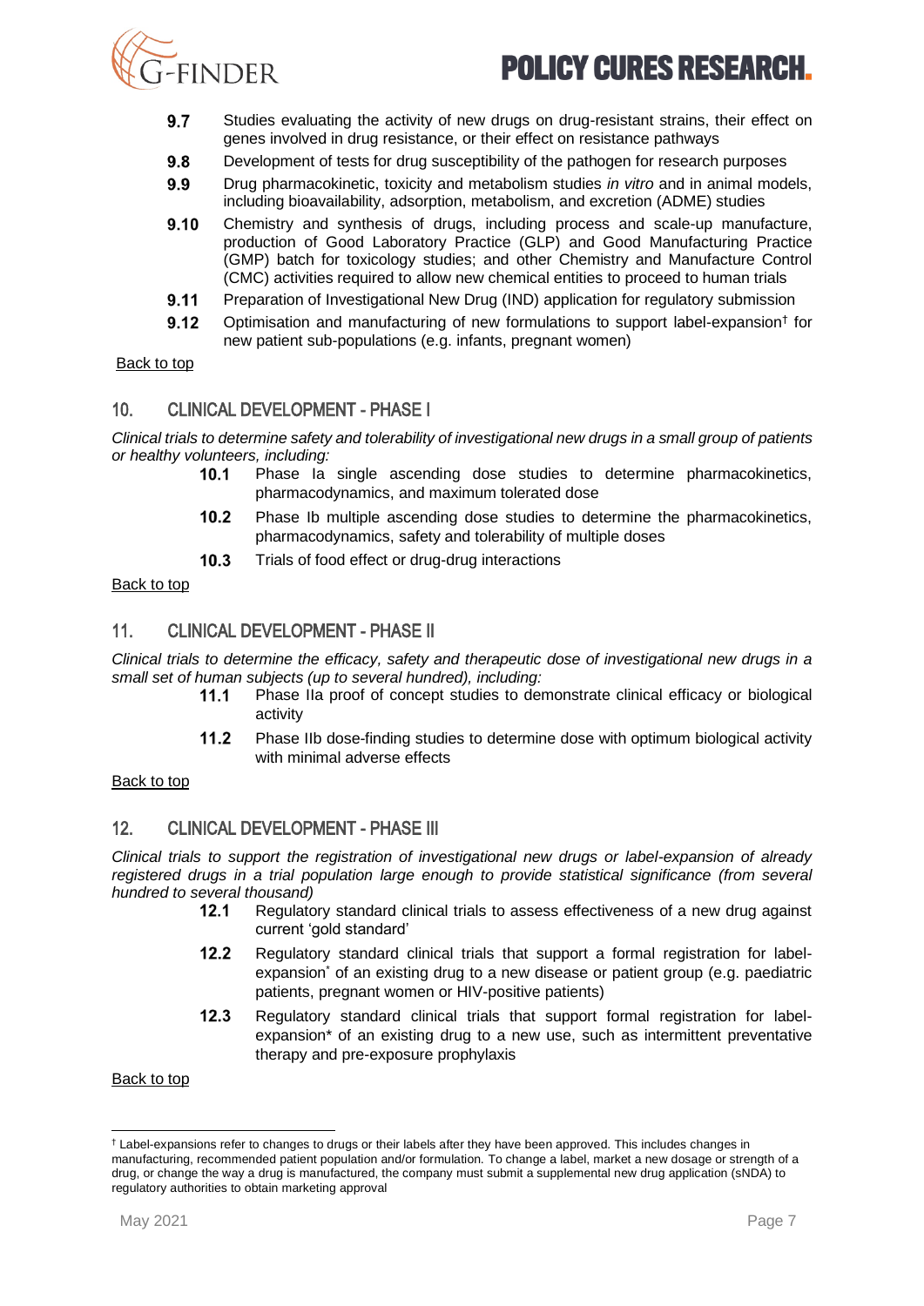- **9.7** Studies evaluating the activity of new drugs on drug-resistant strains, their effect on genes involved in drug resistance, or their effect on resistance pathways
- **9.8** Development of tests for drug susceptibility of the pathogen for research purposes
- **9.9** Drug pharmacokinetic, toxicity and metabolism studies *in vitro* and in animal models, including bioavailability, adsorption, metabolism, and excretion (ADME) studies
- **9.10** Chemistry and synthesis of drugs, including process and scale-up manufacture, production of Good Laboratory Practice (GLP) and Good Manufacturing Practice (GMP) batch for toxicology studies; and other Chemistry and Manufacture Control (CMC) activities required to allow new chemical entities to proceed to human trials
- **9.11** Preparation of Investigational New Drug (IND) application for regulatory submission
- **9.12** Optimisation and manufacturing of new formulations to support label-expansion† for new patient sub-populations (e.g. infants, pregnant women)

Back to top

## 10. CLINICAL DEVELOPMENT - PHASE I

*Clinical trials to determine safety and tolerability of investigational new drugs in a small group of patients or healthy volunteers, including:*

- **10.1** Phase Ia single ascending dose studies to determine pharmacokinetics, pharmacodynamics, and maximum tolerated dose
- **10.2** Phase Ib multiple ascending dose studies to determine the pharmacokinetics, pharmacodynamics, safety and tolerability of multiple doses
- **10.3** Trials of food effect or drug-drug interactions

Back to top

## 11. CLINICAL DEVELOPMENT - PHASE II

*Clinical trials to determine the efficacy, safety and therapeutic dose of investigational new drugs in a small set of human subjects (up to several hundred), including:*

- **11.1** Phase IIa proof of concept studies to demonstrate clinical efficacy or biological activity
- **11.2** Phase IIb dose-finding studies to determine dose with optimum biological activity with minimal adverse effects

Back to top

## 12. CLINICAL DEVELOPMENT - PHASE III

*Clinical trials to support the registration of investigational new drugs or label-expansion of already registered drugs in a trial population large enough to provide statistical significance (from several hundred to several thousand)*

- **12.1** Regulatory standard clinical trials to assess effectiveness of a new drug against current 'gold standard'
- **12.2** Regulatory standard clinical trials that support a formal registration for label-expansion* of an existing drug to a new disease or patient group (e.g. paediatric patients, pregnant women or HIV-positive patients)
- **12.3** Regulatory standard clinical trials that support formal registration for label-expansion* of an existing drug to a new use, such as intermittent preventative therapy and pre-exposure prophylaxis

Back to top

† Label-expansions refer to changes to drugs or their labels after they have been approved. This includes changes in manufacturing, recommended patient population and/or formulation. To change a label, market a new dosage or strength of a drug, or change the way a drug is manufactured, the company must submit a supplemental new drug application (sNDA) to regulatory authorities to obtain marketing approval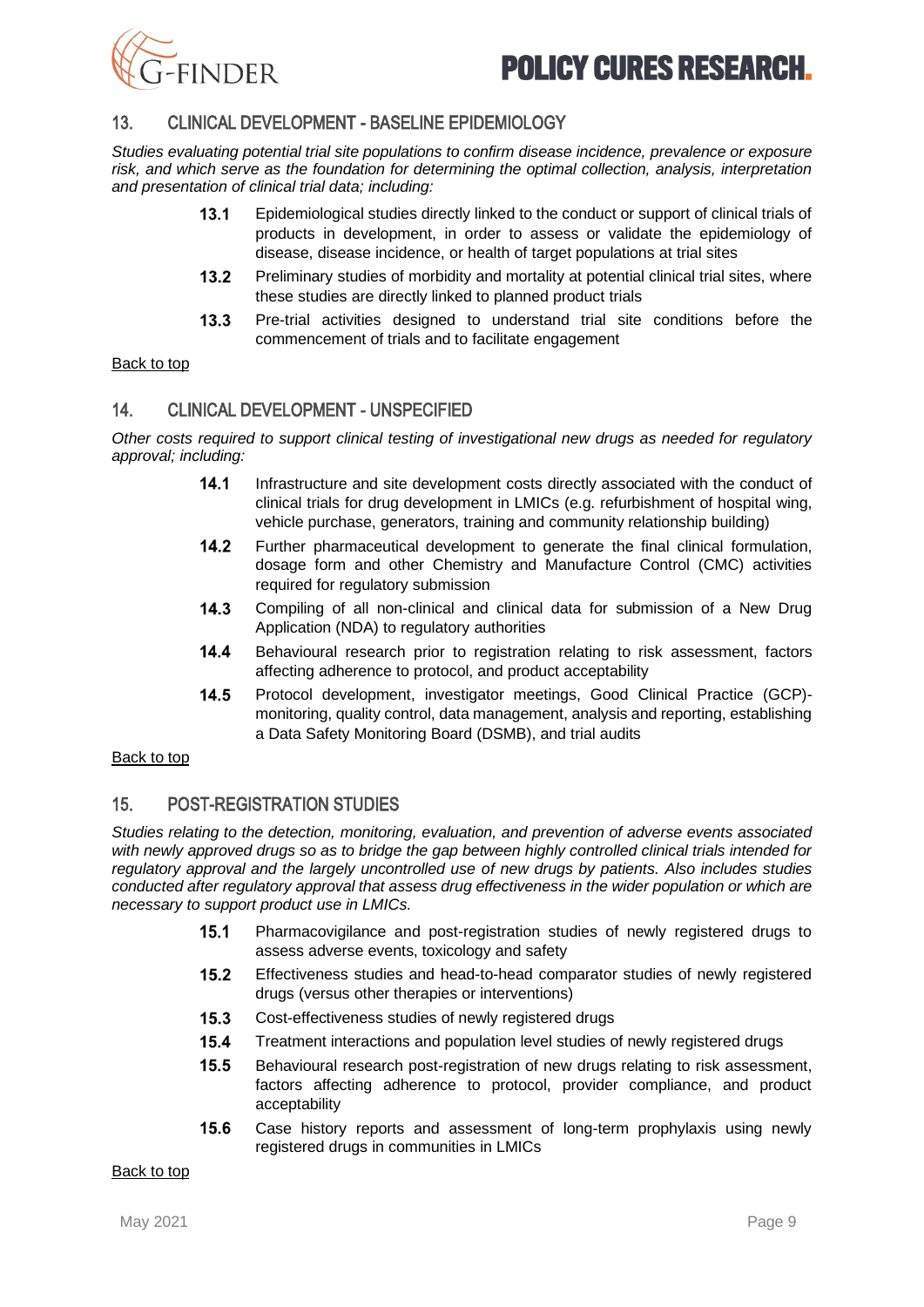## 13. CLINICAL DEVELOPMENT - BASELINE EPIDEMIOLOGY

*Studies evaluating potential trial site populations to confirm disease incidence, prevalence or exposure risk, and which serve as the foundation for determining the optimal collection, analysis, interpretation and presentation of clinical trial data; including:*

- **13.1** Epidemiological studies directly linked to the conduct or support of clinical trials of products in development, in order to assess or validate the epidemiology of disease, disease incidence, or health of target populations at trial sites
- **13.2** Preliminary studies of morbidity and mortality at potential clinical trial sites, where these studies are directly linked to planned product trials
- **13.3** Pre-trial activities designed to understand trial site conditions before the commencement of trials and to facilitate engagement

Back to top

## 14. CLINICAL DEVELOPMENT - UNSPECIFIED

*Other costs required to support clinical testing of investigational new drugs as needed for regulatory approval; including:*

- **14.1** Infrastructure and site development costs directly associated with the conduct of clinical trials for drug development in LMICs (e.g. refurbishment of hospital wing, vehicle purchase, generators, training and community relationship building)
- **14.2** Further pharmaceutical development to generate the final clinical formulation, dosage form and other Chemistry and Manufacture Control (CMC) activities required for regulatory submission
- **14.3** Compiling of all non-clinical and clinical data for submission of a New Drug Application (NDA) to regulatory authorities
- **14.4** Behavioural research prior to registration relating to risk assessment, factors affecting adherence to protocol, and product acceptability
- **14.5** Protocol development, investigator meetings, Good Clinical Practice (GCP)-monitoring, quality control, data management, analysis and reporting, establishing a Data Safety Monitoring Board (DSMB), and trial audits

Back to top

## 15. POST-REGISTRATION STUDIES

*Studies relating to the detection, monitoring, evaluation, and prevention of adverse events associated with newly approved drugs so as to bridge the gap between highly controlled clinical trials intended for regulatory approval and the largely uncontrolled use of new drugs by patients. Also includes studies conducted after regulatory approval that assess drug effectiveness in the wider population or which are necessary to support product use in LMICs.*

- **15.1** Pharmacovigilance and post-registration studies of newly registered drugs to assess adverse events, toxicology and safety
- **15.2** Effectiveness studies and head-to-head comparator studies of newly registered drugs (versus other therapies or interventions)
- **15.3** Cost-effectiveness studies of newly registered drugs
- **15.4** Treatment interactions and population level studies of newly registered drugs
- **15.5** Behavioural research post-registration of new drugs relating to risk assessment, factors affecting adherence to protocol, provider compliance, and product acceptability
- **15.6** Case history reports and assessment of long-term prophylaxis using newly registered drugs in communities in LMICs

Back to top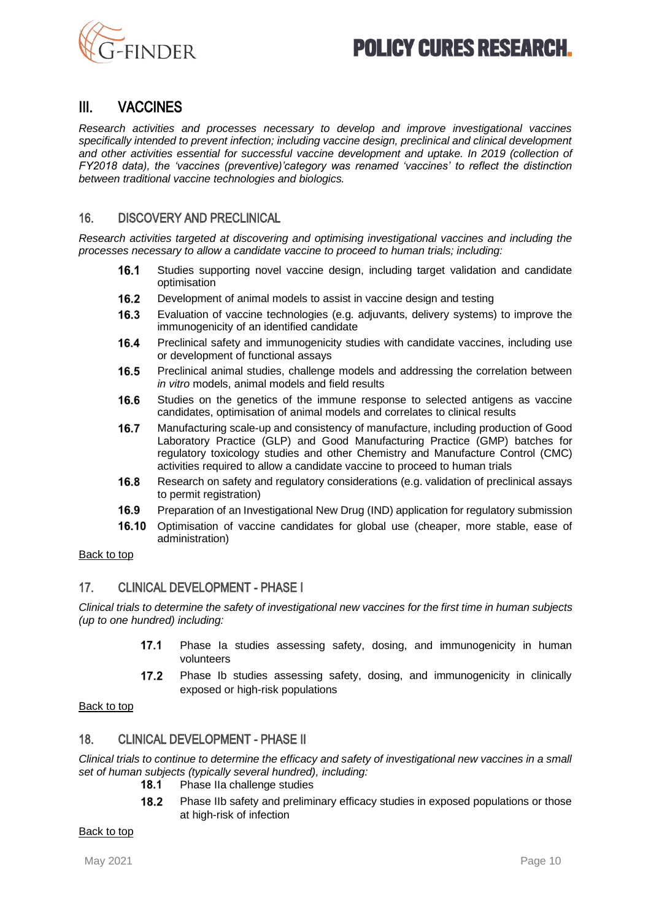## III. VACCINES

*Research activities and processes necessary to develop and improve investigational vaccines specifically intended to prevent infection; including vaccine design, preclinical and clinical development and other activities essential for successful vaccine development and uptake. In 2019 (collection of FY2018 data), the 'vaccines (preventive)'category was renamed 'vaccines' to reflect the distinction between traditional vaccine technologies and biologics.*

### 16. DISCOVERY AND PRECLINICAL

*Research activities targeted at discovering and optimising investigational vaccines and including the processes necessary to allow a candidate vaccine to proceed to human trials; including:*

- **16.1** Studies supporting novel vaccine design, including target validation and candidate optimisation
- **16.2** Development of animal models to assist in vaccine design and testing
- **16.3** Evaluation of vaccine technologies (e.g. adjuvants, delivery systems) to improve the immunogenicity of an identified candidate
- **16.4** Preclinical safety and immunogenicity studies with candidate vaccines, including use or development of functional assays
- **16.5** Preclinical animal studies, challenge models and addressing the correlation between *in vitro* models, animal models and field results
- **16.6** Studies on the genetics of the immune response to selected antigens as vaccine candidates, optimisation of animal models and correlates to clinical results
- **16.7** Manufacturing scale-up and consistency of manufacture, including production of Good Laboratory Practice (GLP) and Good Manufacturing Practice (GMP) batches for regulatory toxicology studies and other Chemistry and Manufacture Control (CMC) activities required to allow a candidate vaccine to proceed to human trials
- **16.8** Research on safety and regulatory considerations (e.g. validation of preclinical assays to permit registration)
- **16.9** Preparation of an Investigational New Drug (IND) application for regulatory submission
- **16.10** Optimisation of vaccine candidates for global use (cheaper, more stable, ease of administration)

Back to top

### 17. CLINICAL DEVELOPMENT - PHASE I

*Clinical trials to determine the safety of investigational new vaccines for the first time in human subjects (up to one hundred) including:*

- **17.1** Phase Ia studies assessing safety, dosing, and immunogenicity in human volunteers
- **17.2** Phase Ib studies assessing safety, dosing, and immunogenicity in clinically exposed or high-risk populations

Back to top

### 18. CLINICAL DEVELOPMENT - PHASE II

*Clinical trials to continue to determine the efficacy and safety of investigational new vaccines in a small set of human subjects (typically several hundred), including:*

- **18.1** Phase IIa challenge studies
- **18.2** Phase IIb safety and preliminary efficacy studies in exposed populations or those at high-risk of infection

Back to top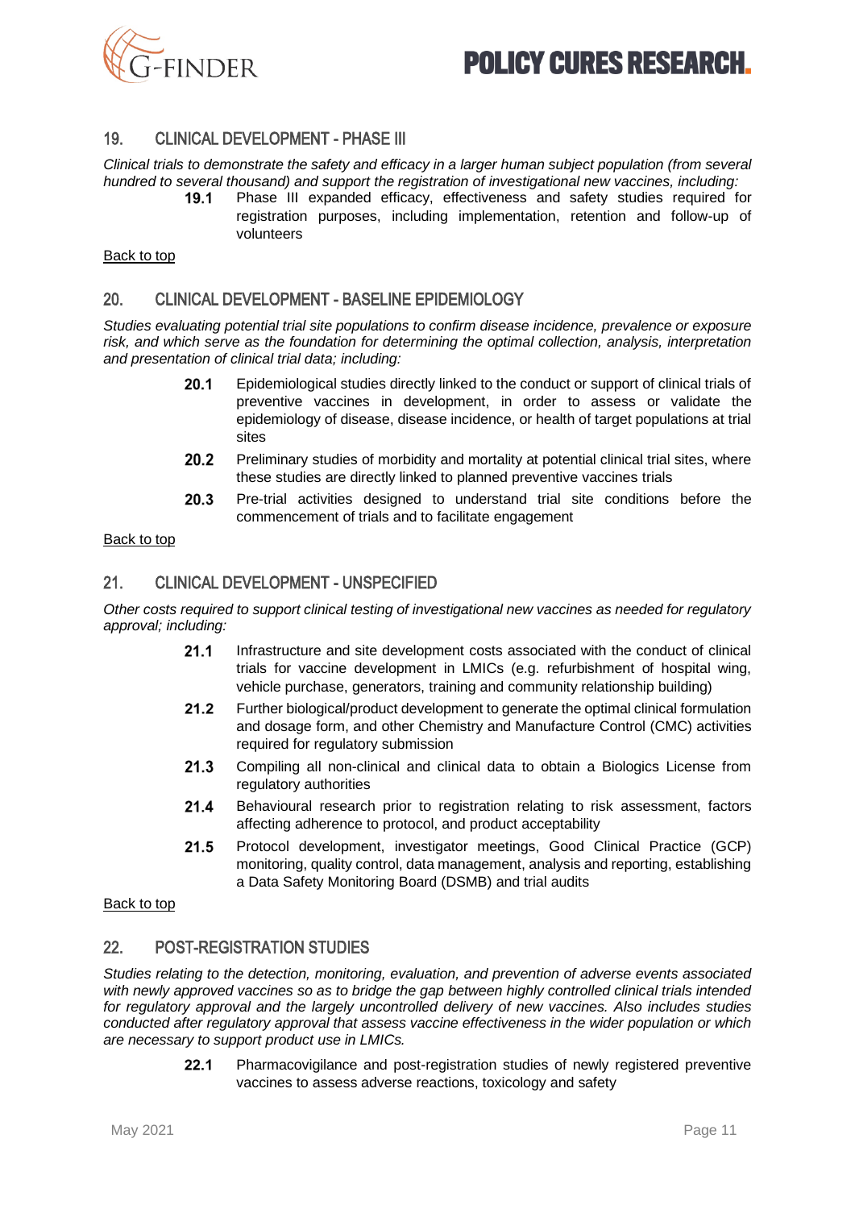## 19. CLINICAL DEVELOPMENT - PHASE III

*Clinical trials to demonstrate the safety and efficacy in a larger human subject population (from several hundred to several thousand) and support the registration of investigational new vaccines, including:*

- **19.1** Phase III expanded efficacy, effectiveness and safety studies required for registration purposes, including implementation, retention and follow-up of volunteers

Back to top

## 20. CLINICAL DEVELOPMENT - BASELINE EPIDEMIOLOGY

*Studies evaluating potential trial site populations to confirm disease incidence, prevalence or exposure risk, and which serve as the foundation for determining the optimal collection, analysis, interpretation and presentation of clinical trial data; including:*

- **20.1** Epidemiological studies directly linked to the conduct or support of clinical trials of preventive vaccines in development, in order to assess or validate the epidemiology of disease, disease incidence, or health of target populations at trial sites
- **20.2** Preliminary studies of morbidity and mortality at potential clinical trial sites, where these studies are directly linked to planned preventive vaccines trials
- **20.3** Pre-trial activities designed to understand trial site conditions before the commencement of trials and to facilitate engagement

Back to top

## 21. CLINICAL DEVELOPMENT - UNSPECIFIED

*Other costs required to support clinical testing of investigational new vaccines as needed for regulatory approval; including:*

- **21.1** Infrastructure and site development costs associated with the conduct of clinical trials for vaccine development in LMICs (e.g. refurbishment of hospital wing, vehicle purchase, generators, training and community relationship building)
- **21.2** Further biological/product development to generate the optimal clinical formulation and dosage form, and other Chemistry and Manufacture Control (CMC) activities required for regulatory submission
- **21.3** Compiling all non-clinical and clinical data to obtain a Biologics License from regulatory authorities
- **21.4** Behavioural research prior to registration relating to risk assessment, factors affecting adherence to protocol, and product acceptability
- **21.5** Protocol development, investigator meetings, Good Clinical Practice (GCP) monitoring, quality control, data management, analysis and reporting, establishing a Data Safety Monitoring Board (DSMB) and trial audits

Back to top

## 22. POST-REGISTRATION STUDIES

*Studies relating to the detection, monitoring, evaluation, and prevention of adverse events associated with newly approved vaccines so as to bridge the gap between highly controlled clinical trials intended for regulatory approval and the largely uncontrolled delivery of new vaccines. Also includes studies conducted after regulatory approval that assess vaccine effectiveness in the wider population or which are necessary to support product use in LMICs.*

- **22.1** Pharmacovigilance and post-registration studies of newly registered preventive vaccines to assess adverse reactions, toxicology and safety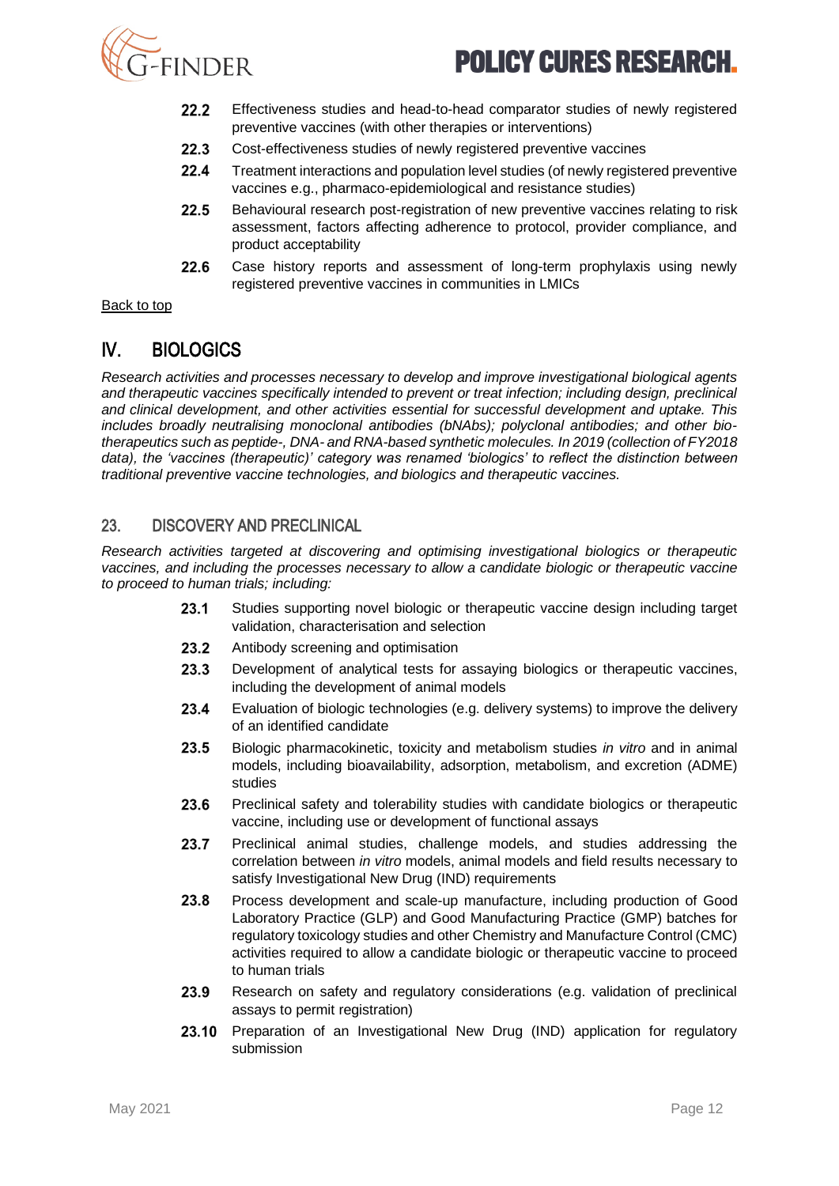**22.2** Effectiveness studies and head-to-head comparator studies of newly registered preventive vaccines (with other therapies or interventions)

**22.3** Cost-effectiveness studies of newly registered preventive vaccines

**22.4** Treatment interactions and population level studies (of newly registered preventive vaccines e.g., pharmaco-epidemiological and resistance studies)

**22.5** Behavioural research post-registration of new preventive vaccines relating to risk assessment, factors affecting adherence to protocol, provider compliance, and product acceptability

**22.6** Case history reports and assessment of long-term prophylaxis using newly registered preventive vaccines in communities in LMICs

Back to top

# IV. BIOLOGICS

*Research activities and processes necessary to develop and improve investigational biological agents and therapeutic vaccines specifically intended to prevent or treat infection; including design, preclinical and clinical development, and other activities essential for successful development and uptake. This includes broadly neutralising monoclonal antibodies (bNAbs); polyclonal antibodies; and other bio-therapeutics such as peptide-, DNA- and RNA-based synthetic molecules. In 2019 (collection of FY2018 data), the 'vaccines (therapeutic)' category was renamed 'biologics' to reflect the distinction between traditional preventive vaccine technologies, and biologics and therapeutic vaccines.*

## 23. DISCOVERY AND PRECLINICAL

*Research activities targeted at discovering and optimising investigational biologics or therapeutic vaccines, and including the processes necessary to allow a candidate biologic or therapeutic vaccine to proceed to human trials; including:*

**23.1** Studies supporting novel biologic or therapeutic vaccine design including target validation, characterisation and selection

**23.2** Antibody screening and optimisation

**23.3** Development of analytical tests for assaying biologics or therapeutic vaccines, including the development of animal models

**23.4** Evaluation of biologic technologies (e.g. delivery systems) to improve the delivery of an identified candidate

**23.5** Biologic pharmacokinetic, toxicity and metabolism studies *in vitro* and in animal models, including bioavailability, adsorption, metabolism, and excretion (ADME) studies

**23.6** Preclinical safety and tolerability studies with candidate biologics or therapeutic vaccine, including use or development of functional assays

**23.7** Preclinical animal studies, challenge models, and studies addressing the correlation between *in vitro* models, animal models and field results necessary to satisfy Investigational New Drug (IND) requirements

**23.8** Process development and scale-up manufacture, including production of Good Laboratory Practice (GLP) and Good Manufacturing Practice (GMP) batches for regulatory toxicology studies and other Chemistry and Manufacture Control (CMC) activities required to allow a candidate biologic or therapeutic vaccine to proceed to human trials

**23.9** Research on safety and regulatory considerations (e.g. validation of preclinical assays to permit registration)

**23.10** Preparation of an Investigational New Drug (IND) application for regulatory submission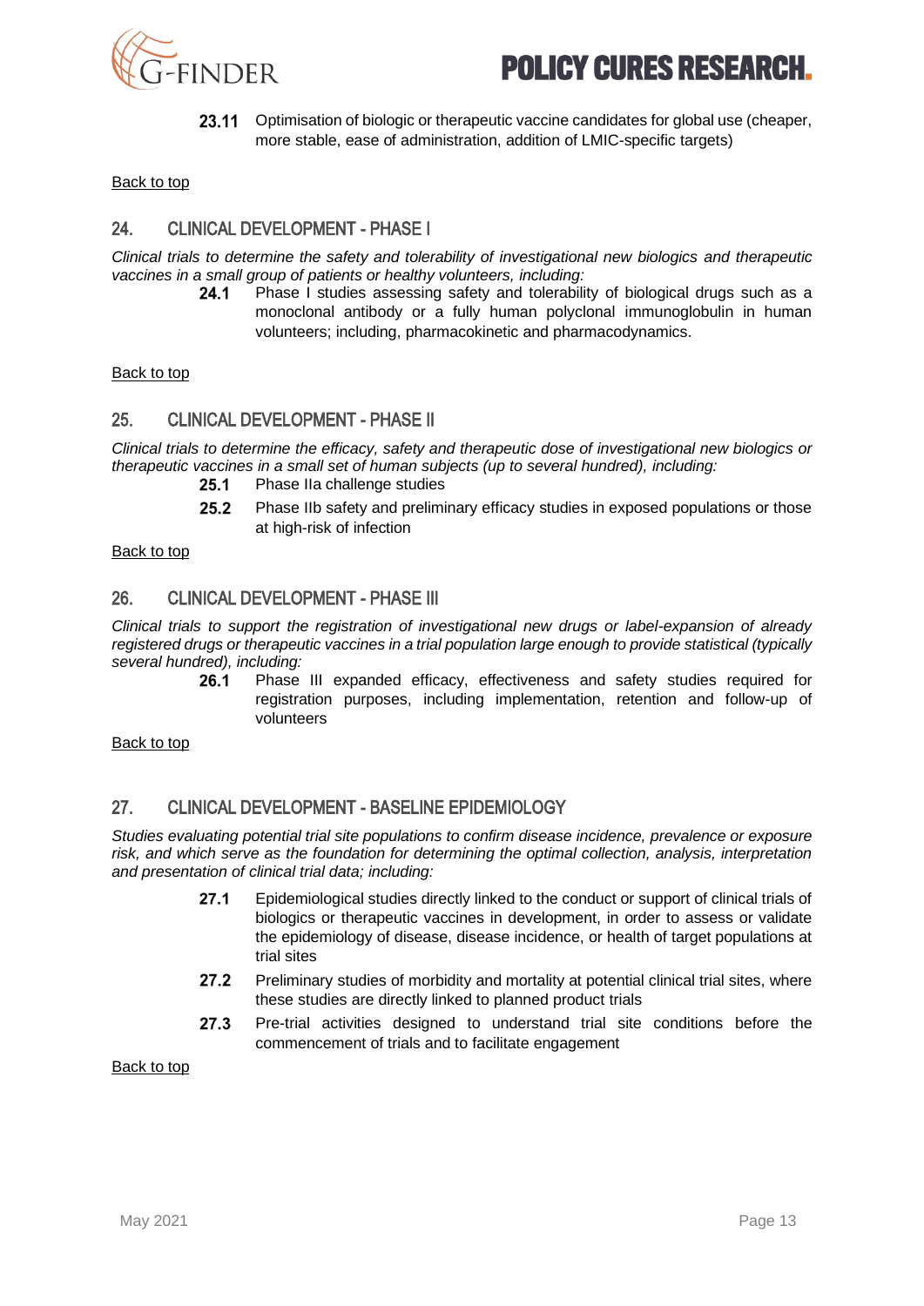**23.11** Optimisation of biologic or therapeutic vaccine candidates for global use (cheaper, more stable, ease of administration, addition of LMIC-specific targets)

Back to top

## 24. CLINICAL DEVELOPMENT - PHASE I

*Clinical trials to determine the safety and tolerability of investigational new biologics and therapeutic vaccines in a small group of patients or healthy volunteers, including:*

**24.1** Phase I studies assessing safety and tolerability of biological drugs such as a monoclonal antibody or a fully human polyclonal immunoglobulin in human volunteers; including, pharmacokinetic and pharmacodynamics.

Back to top

## 25. CLINICAL DEVELOPMENT - PHASE II

*Clinical trials to determine the efficacy, safety and therapeutic dose of investigational new biologics or therapeutic vaccines in a small set of human subjects (up to several hundred), including:*

**25.1** Phase IIa challenge studies

**25.2** Phase IIb safety and preliminary efficacy studies in exposed populations or those at high-risk of infection

Back to top

## 26. CLINICAL DEVELOPMENT - PHASE III

*Clinical trials to support the registration of investigational new drugs or label-expansion of already registered drugs or therapeutic vaccines in a trial population large enough to provide statistical (typically several hundred), including:*

**26.1** Phase III expanded efficacy, effectiveness and safety studies required for registration purposes, including implementation, retention and follow-up of volunteers

Back to top

## 27. CLINICAL DEVELOPMENT - BASELINE EPIDEMIOLOGY

*Studies evaluating potential trial site populations to confirm disease incidence, prevalence or exposure risk, and which serve as the foundation for determining the optimal collection, analysis, interpretation and presentation of clinical trial data; including:*

**27.1** Epidemiological studies directly linked to the conduct or support of clinical trials of biologics or therapeutic vaccines in development, in order to assess or validate the epidemiology of disease, disease incidence, or health of target populations at trial sites

**27.2** Preliminary studies of morbidity and mortality at potential clinical trial sites, where these studies are directly linked to planned product trials

**27.3** Pre-trial activities designed to understand trial site conditions before the commencement of trials and to facilitate engagement

Back to top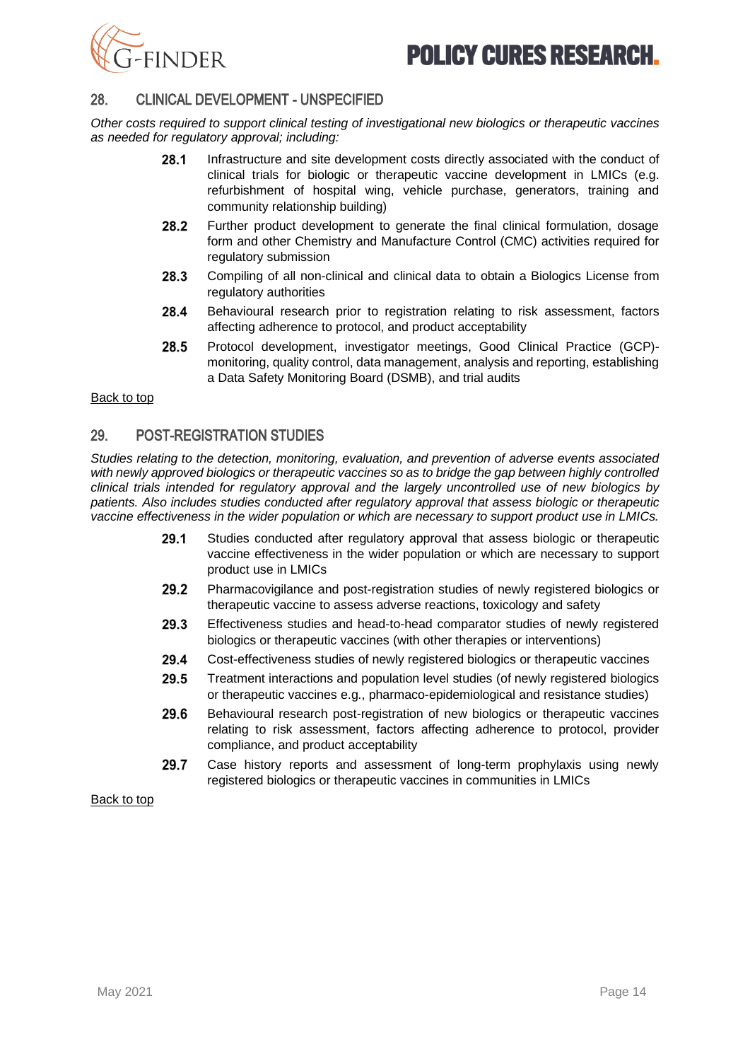## 28. CLINICAL DEVELOPMENT - UNSPECIFIED

*Other costs required to support clinical testing of investigational new biologics or therapeutic vaccines as needed for regulatory approval; including:*

**28.1** Infrastructure and site development costs directly associated with the conduct of clinical trials for biologic or therapeutic vaccine development in LMICs (e.g. refurbishment of hospital wing, vehicle purchase, generators, training and community relationship building)

**28.2** Further product development to generate the final clinical formulation, dosage form and other Chemistry and Manufacture Control (CMC) activities required for regulatory submission

**28.3** Compiling of all non-clinical and clinical data to obtain a Biologics License from regulatory authorities

**28.4** Behavioural research prior to registration relating to risk assessment, factors affecting adherence to protocol, and product acceptability

**28.5** Protocol development, investigator meetings, Good Clinical Practice (GCP)-monitoring, quality control, data management, analysis and reporting, establishing a Data Safety Monitoring Board (DSMB), and trial audits

Back to top

## 29. POST-REGISTRATION STUDIES

*Studies relating to the detection, monitoring, evaluation, and prevention of adverse events associated with newly approved biologics or therapeutic vaccines so as to bridge the gap between highly controlled clinical trials intended for regulatory approval and the largely uncontrolled use of new biologics by patients. Also includes studies conducted after regulatory approval that assess biologic or therapeutic vaccine effectiveness in the wider population or which are necessary to support product use in LMICs.*

**29.1** Studies conducted after regulatory approval that assess biologic or therapeutic vaccine effectiveness in the wider population or which are necessary to support product use in LMICs

**29.2** Pharmacovigilance and post-registration studies of newly registered biologics or therapeutic vaccine to assess adverse reactions, toxicology and safety

**29.3** Effectiveness studies and head-to-head comparator studies of newly registered biologics or therapeutic vaccines (with other therapies or interventions)

**29.4** Cost-effectiveness studies of newly registered biologics or therapeutic vaccines

**29.5** Treatment interactions and population level studies (of newly registered biologics or therapeutic vaccines e.g., pharmaco-epidemiological and resistance studies)

**29.6** Behavioural research post-registration of new biologics or therapeutic vaccines relating to risk assessment, factors affecting adherence to protocol, provider compliance, and product acceptability

**29.7** Case history reports and assessment of long-term prophylaxis using newly registered biologics or therapeutic vaccines in communities in LMICs

Back to top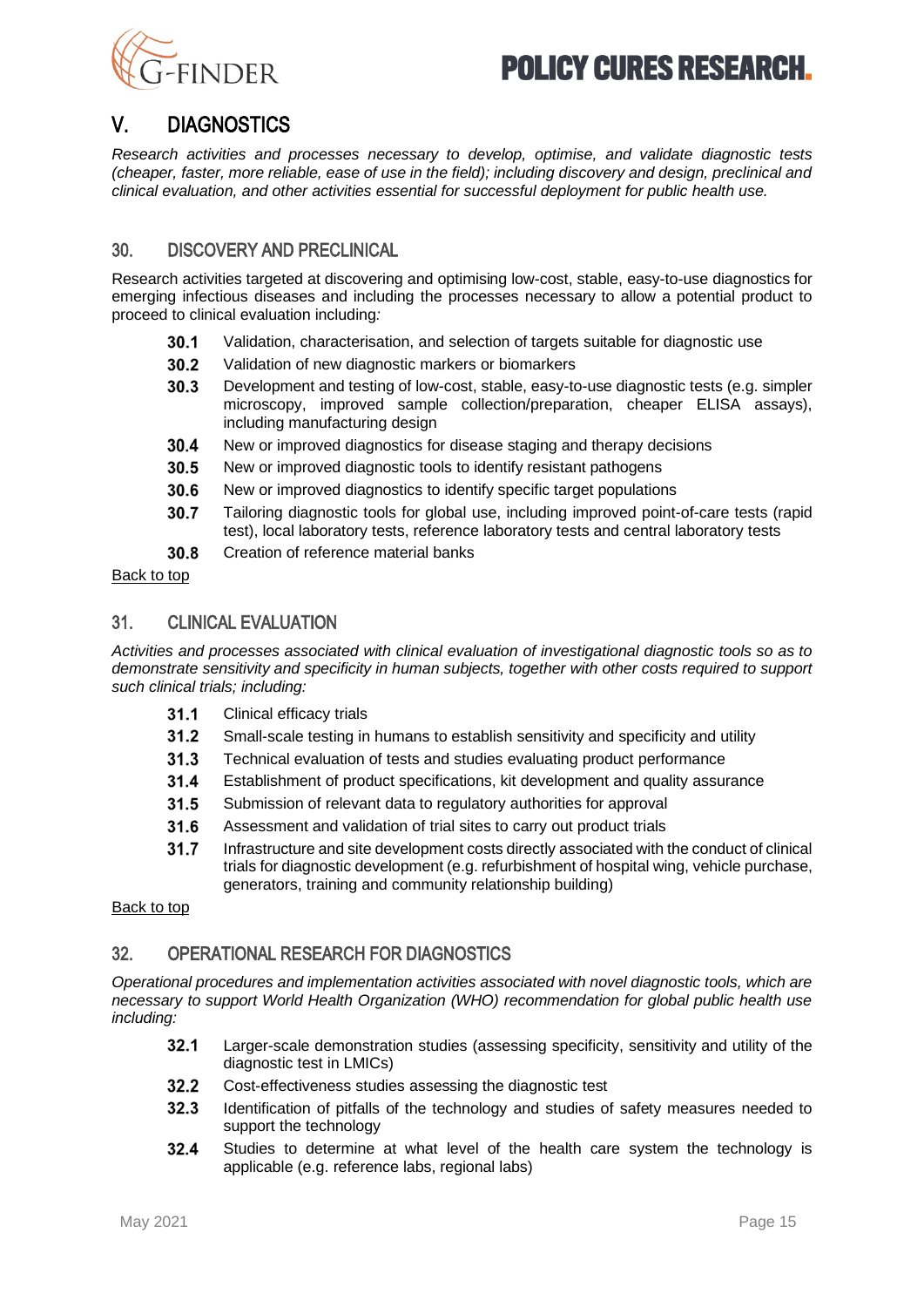## V. DIAGNOSTICS

*Research activities and processes necessary to develop, optimise, and validate diagnostic tests (cheaper, faster, more reliable, ease of use in the field); including discovery and design, preclinical and clinical evaluation, and other activities essential for successful deployment for public health use.*

### 30. DISCOVERY AND PRECLINICAL

Research activities targeted at discovering and optimising low-cost, stable, easy-to-use diagnostics for emerging infectious diseases and including the processes necessary to allow a potential product to proceed to clinical evaluation including*:*

- **30.1** Validation, characterisation, and selection of targets suitable for diagnostic use
- **30.2** Validation of new diagnostic markers or biomarkers
- **30.3** Development and testing of low-cost, stable, easy-to-use diagnostic tests (e.g. simpler microscopy, improved sample collection/preparation, cheaper ELISA assays), including manufacturing design
- **30.4** New or improved diagnostics for disease staging and therapy decisions
- **30.5** New or improved diagnostic tools to identify resistant pathogens
- **30.6** New or improved diagnostics to identify specific target populations
- **30.7** Tailoring diagnostic tools for global use, including improved point-of-care tests (rapid test), local laboratory tests, reference laboratory tests and central laboratory tests
- **30.8** Creation of reference material banks

Back to top

### 31. CLINICAL EVALUATION

*Activities and processes associated with clinical evaluation of investigational diagnostic tools so as to demonstrate sensitivity and specificity in human subjects, together with other costs required to support such clinical trials; including:*

- **31.1** Clinical efficacy trials
- **31.2** Small-scale testing in humans to establish sensitivity and specificity and utility
- **31.3** Technical evaluation of tests and studies evaluating product performance
- **31.4** Establishment of product specifications, kit development and quality assurance
- **31.5** Submission of relevant data to regulatory authorities for approval
- **31.6** Assessment and validation of trial sites to carry out product trials
- **31.7** Infrastructure and site development costs directly associated with the conduct of clinical trials for diagnostic development (e.g. refurbishment of hospital wing, vehicle purchase, generators, training and community relationship building)

Back to top

### 32. OPERATIONAL RESEARCH FOR DIAGNOSTICS

*Operational procedures and implementation activities associated with novel diagnostic tools, which are necessary to support World Health Organization (WHO) recommendation for global public health use including:*

- **32.1** Larger-scale demonstration studies (assessing specificity, sensitivity and utility of the diagnostic test in LMICs)
- **32.2** Cost-effectiveness studies assessing the diagnostic test
- **32.3** Identification of pitfalls of the technology and studies of safety measures needed to support the technology
- **32.4** Studies to determine at what level of the health care system the technology is applicable (e.g. reference labs, regional labs)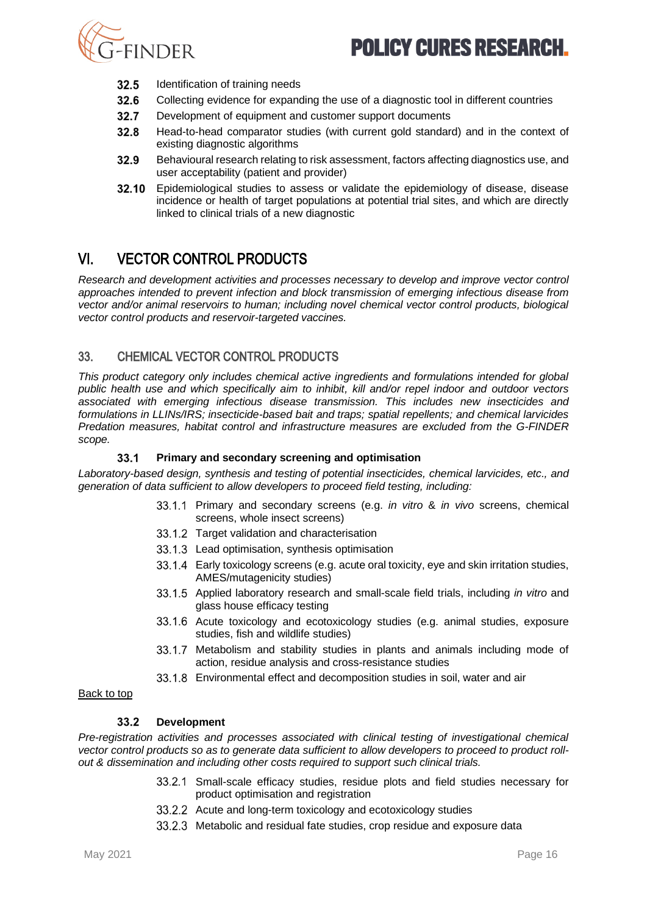- **32.5** Identification of training needs
- **32.6** Collecting evidence for expanding the use of a diagnostic tool in different countries
- **32.7** Development of equipment and customer support documents
- **32.8** Head-to-head comparator studies (with current gold standard) and in the context of existing diagnostic algorithms
- **32.9** Behavioural research relating to risk assessment, factors affecting diagnostics use, and user acceptability (patient and provider)
- **32.10** Epidemiological studies to assess or validate the epidemiology of disease, disease incidence or health of target populations at potential trial sites, and which are directly linked to clinical trials of a new diagnostic

# VI. VECTOR CONTROL PRODUCTS

*Research and development activities and processes necessary to develop and improve vector control approaches intended to prevent infection and block transmission of emerging infectious disease from vector and/or animal reservoirs to human; including novel chemical vector control products, biological vector control products and reservoir-targeted vaccines.*

## 33. CHEMICAL VECTOR CONTROL PRODUCTS

*This product category only includes chemical active ingredients and formulations intended for global public health use and which specifically aim to inhibit, kill and/or repel indoor and outdoor vectors associated with emerging infectious disease transmission. This includes new insecticides and formulations in LLINs/IRS; insecticide-based bait and traps; spatial repellents; and chemical larvicides Predation measures, habitat control and infrastructure measures are excluded from the G-FINDER scope.*

### 33.1 Primary and secondary screening and optimisation

*Laboratory-based design, synthesis and testing of potential insecticides, chemical larvicides, etc., and generation of data sufficient to allow developers to proceed field testing, including:*

- 33.1.1 Primary and secondary screens (e.g. *in vitro* & *in vivo* screens, chemical screens, whole insect screens)
- 33.1.2 Target validation and characterisation
- 33.1.3 Lead optimisation, synthesis optimisation
- 33.1.4 Early toxicology screens (e.g. acute oral toxicity, eye and skin irritation studies, AMES/mutagenicity studies)
- 33.1.5 Applied laboratory research and small-scale field trials, including *in vitro* and glass house efficacy testing
- 33.1.6 Acute toxicology and ecotoxicology studies (e.g. animal studies, exposure studies, fish and wildlife studies)
- 33.1.7 Metabolism and stability studies in plants and animals including mode of action, residue analysis and cross-resistance studies
- 33.1.8 Environmental effect and decomposition studies in soil, water and air

Back to top

### 33.2 Development

*Pre-registration activities and processes associated with clinical testing of investigational chemical vector control products so as to generate data sufficient to allow developers to proceed to product roll-out & dissemination and including other costs required to support such clinical trials.*

- 33.2.1 Small-scale efficacy studies, residue plots and field studies necessary for product optimisation and registration
- 33.2.2 Acute and long-term toxicology and ecotoxicology studies
- 33.2.3 Metabolic and residual fate studies, crop residue and exposure data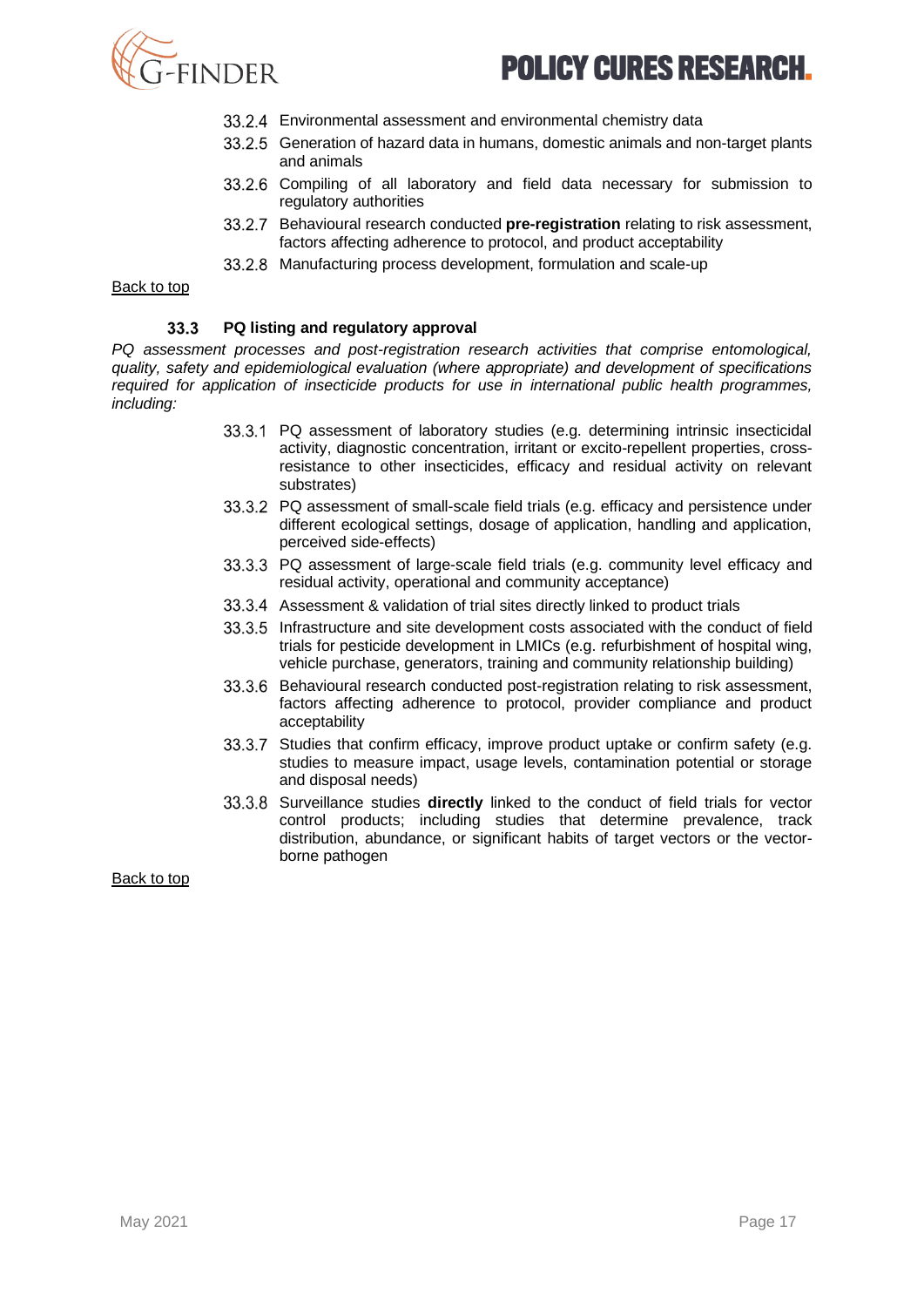- 33.2.4 Environmental assessment and environmental chemistry data
- 33.2.5 Generation of hazard data in humans, domestic animals and non-target plants and animals
- 33.2.6 Compiling of all laboratory and field data necessary for submission to regulatory authorities
- 33.2.7 Behavioural research conducted **pre-registration** relating to risk assessment, factors affecting adherence to protocol, and product acceptability
- 33.2.8 Manufacturing process development, formulation and scale-up

Back to top

### 33.3 PQ listing and regulatory approval

*PQ assessment processes and post-registration research activities that comprise entomological, quality, safety and epidemiological evaluation (where appropriate) and development of specifications required for application of insecticide products for use in international public health programmes, including:*

- 33.3.1 PQ assessment of laboratory studies (e.g. determining intrinsic insecticidal activity, diagnostic concentration, irritant or excito-repellent properties, cross-resistance to other insecticides, efficacy and residual activity on relevant substrates)
- 33.3.2 PQ assessment of small-scale field trials (e.g. efficacy and persistence under different ecological settings, dosage of application, handling and application, perceived side-effects)
- 33.3.3 PQ assessment of large-scale field trials (e.g. community level efficacy and residual activity, operational and community acceptance)
- 33.3.4 Assessment & validation of trial sites directly linked to product trials
- 33.3.5 Infrastructure and site development costs associated with the conduct of field trials for pesticide development in LMICs (e.g. refurbishment of hospital wing, vehicle purchase, generators, training and community relationship building)
- 33.3.6 Behavioural research conducted post-registration relating to risk assessment, factors affecting adherence to protocol, provider compliance and product acceptability
- 33.3.7 Studies that confirm efficacy, improve product uptake or confirm safety (e.g. studies to measure impact, usage levels, contamination potential or storage and disposal needs)
- 33.3.8 Surveillance studies **directly** linked to the conduct of field trials for vector control products; including studies that determine prevalence, track distribution, abundance, or significant habits of target vectors or the vector-borne pathogen

Back to top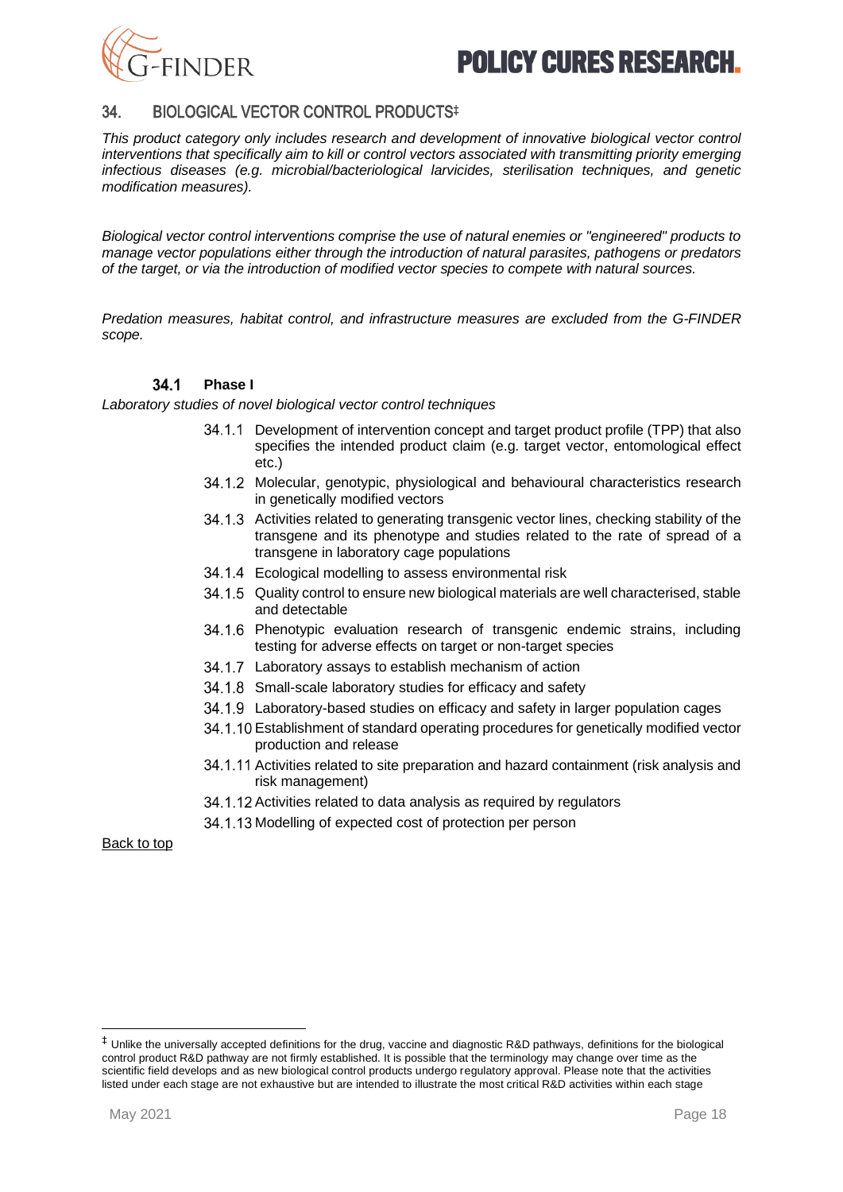## 34. BIOLOGICAL VECTOR CONTROL PRODUCTS‡

*This product category only includes research and development of innovative biological vector control interventions that specifically aim to kill or control vectors associated with transmitting priority emerging infectious diseases (e.g. microbial/bacteriological larvicides, sterilisation techniques, and genetic modification measures).*

*Biological vector control interventions comprise the use of natural enemies or "engineered" products to manage vector populations either through the introduction of natural parasites, pathogens or predators of the target, or via the introduction of modified vector species to compete with natural sources.*

*Predation measures, habitat control, and infrastructure measures are excluded from the G-FINDER scope.*

### 34.1 Phase I

*Laboratory studies of novel biological vector control techniques*

- 34.1.1 Development of intervention concept and target product profile (TPP) that also specifies the intended product claim (e.g. target vector, entomological effect etc.)
- 34.1.2 Molecular, genotypic, physiological and behavioural characteristics research in genetically modified vectors
- 34.1.3 Activities related to generating transgenic vector lines, checking stability of the transgene and its phenotype and studies related to the rate of spread of a transgene in laboratory cage populations
- 34.1.4 Ecological modelling to assess environmental risk
- 34.1.5 Quality control to ensure new biological materials are well characterised, stable and detectable
- 34.1.6 Phenotypic evaluation research of transgenic endemic strains, including testing for adverse effects on target or non-target species
- 34.1.7 Laboratory assays to establish mechanism of action
- 34.1.8 Small-scale laboratory studies for efficacy and safety
- 34.1.9 Laboratory-based studies on efficacy and safety in larger population cages
- 34.1.10 Establishment of standard operating procedures for genetically modified vector production and release
- 34.1.11 Activities related to site preparation and hazard containment (risk analysis and risk management)
- 34.1.12 Activities related to data analysis as required by regulators
- 34.1.13 Modelling of expected cost of protection per person

Back to top

‡ Unlike the universally accepted definitions for the drug, vaccine and diagnostic R&D pathways, definitions for the biological control product R&D pathway are not firmly established. It is possible that the terminology may change over time as the scientific field develops and as new biological control products undergo regulatory approval. Please note that the activities listed under each stage are not exhaustive but are intended to illustrate the most critical R&D activities within each stage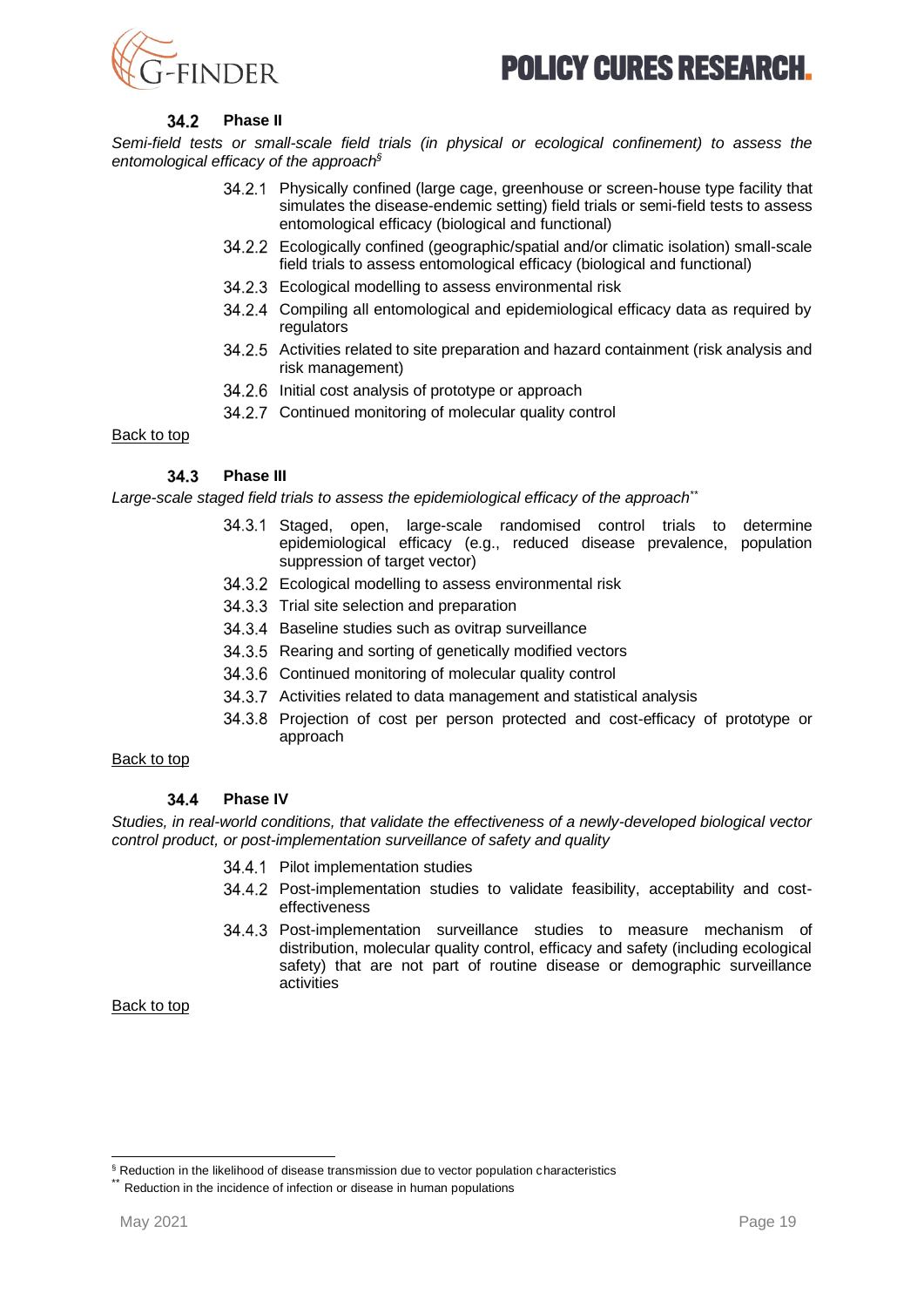### 34.2 Phase II

*Semi-field tests or small-scale field trials (in physical or ecological confinement) to assess the entomological efficacy of the approach*[§]

- 34.2.1 Physically confined (large cage, greenhouse or screen-house type facility that simulates the disease-endemic setting) field trials or semi-field tests to assess entomological efficacy (biological and functional)
- 34.2.2 Ecologically confined (geographic/spatial and/or climatic isolation) small-scale field trials to assess entomological efficacy (biological and functional)
- 34.2.3 Ecological modelling to assess environmental risk
- 34.2.4 Compiling all entomological and epidemiological efficacy data as required by regulators
- 34.2.5 Activities related to site preparation and hazard containment (risk analysis and risk management)
- 34.2.6 Initial cost analysis of prototype or approach
- 34.2.7 Continued monitoring of molecular quality control

Back to top

### 34.3 Phase III

*Large-scale staged field trials to assess the epidemiological efficacy of the approach*[**]

- 34.3.1 Staged, open, large-scale randomised control trials to determine epidemiological efficacy (e.g., reduced disease prevalence, population suppression of target vector)
- 34.3.2 Ecological modelling to assess environmental risk
- 34.3.3 Trial site selection and preparation
- 34.3.4 Baseline studies such as ovitrap surveillance
- 34.3.5 Rearing and sorting of genetically modified vectors
- 34.3.6 Continued monitoring of molecular quality control
- 34.3.7 Activities related to data management and statistical analysis
- 34.3.8 Projection of cost per person protected and cost-efficacy of prototype or approach

Back to top

### 34.4 Phase IV

*Studies, in real-world conditions, that validate the effectiveness of a newly-developed biological vector control product, or post-implementation surveillance of safety and quality*

- 34.4.1 Pilot implementation studies
- 34.4.2 Post-implementation studies to validate feasibility, acceptability and cost-effectiveness
- 34.4.3 Post-implementation surveillance studies to measure mechanism of distribution, molecular quality control, efficacy and safety (including ecological safety) that are not part of routine disease or demographic surveillance activities

Back to top

---

[§] Reduction in the likelihood of disease transmission due to vector population characteristics

[**] Reduction in the incidence of infection or disease in human populations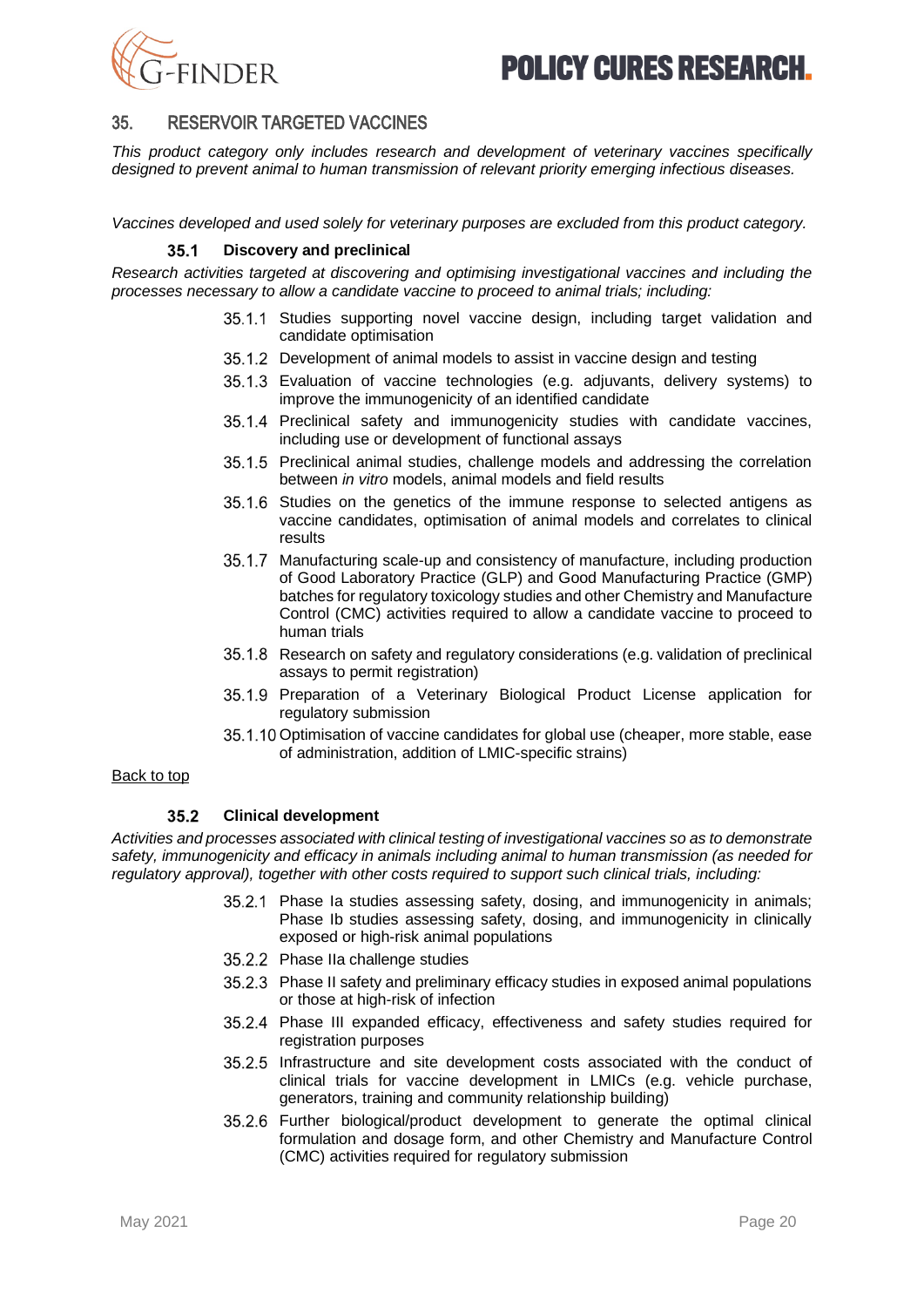## 35. RESERVOIR TARGETED VACCINES

*This product category only includes research and development of veterinary vaccines specifically designed to prevent animal to human transmission of relevant priority emerging infectious diseases.*

*Vaccines developed and used solely for veterinary purposes are excluded from this product category.*

### 35.1 Discovery and preclinical

*Research activities targeted at discovering and optimising investigational vaccines and including the processes necessary to allow a candidate vaccine to proceed to animal trials; including:*

- 35.1.1 Studies supporting novel vaccine design, including target validation and candidate optimisation
- 35.1.2 Development of animal models to assist in vaccine design and testing
- 35.1.3 Evaluation of vaccine technologies (e.g. adjuvants, delivery systems) to improve the immunogenicity of an identified candidate
- 35.1.4 Preclinical safety and immunogenicity studies with candidate vaccines, including use or development of functional assays
- 35.1.5 Preclinical animal studies, challenge models and addressing the correlation between *in vitro* models, animal models and field results
- 35.1.6 Studies on the genetics of the immune response to selected antigens as vaccine candidates, optimisation of animal models and correlates to clinical results
- 35.1.7 Manufacturing scale-up and consistency of manufacture, including production of Good Laboratory Practice (GLP) and Good Manufacturing Practice (GMP) batches for regulatory toxicology studies and other Chemistry and Manufacture Control (CMC) activities required to allow a candidate vaccine to proceed to human trials
- 35.1.8 Research on safety and regulatory considerations (e.g. validation of preclinical assays to permit registration)
- 35.1.9 Preparation of a Veterinary Biological Product License application for regulatory submission
- 35.1.10 Optimisation of vaccine candidates for global use (cheaper, more stable, ease of administration, addition of LMIC-specific strains)

Back to top

### 35.2 Clinical development

*Activities and processes associated with clinical testing of investigational vaccines so as to demonstrate safety, immunogenicity and efficacy in animals including animal to human transmission (as needed for regulatory approval), together with other costs required to support such clinical trials, including:*

- 35.2.1 Phase Ia studies assessing safety, dosing, and immunogenicity in animals; Phase Ib studies assessing safety, dosing, and immunogenicity in clinically exposed or high-risk animal populations
- 35.2.2 Phase IIa challenge studies
- 35.2.3 Phase II safety and preliminary efficacy studies in exposed animal populations or those at high-risk of infection
- 35.2.4 Phase III expanded efficacy, effectiveness and safety studies required for registration purposes
- 35.2.5 Infrastructure and site development costs associated with the conduct of clinical trials for vaccine development in LMICs (e.g. vehicle purchase, generators, training and community relationship building)
- 35.2.6 Further biological/product development to generate the optimal clinical formulation and dosage form, and other Chemistry and Manufacture Control (CMC) activities required for regulatory submission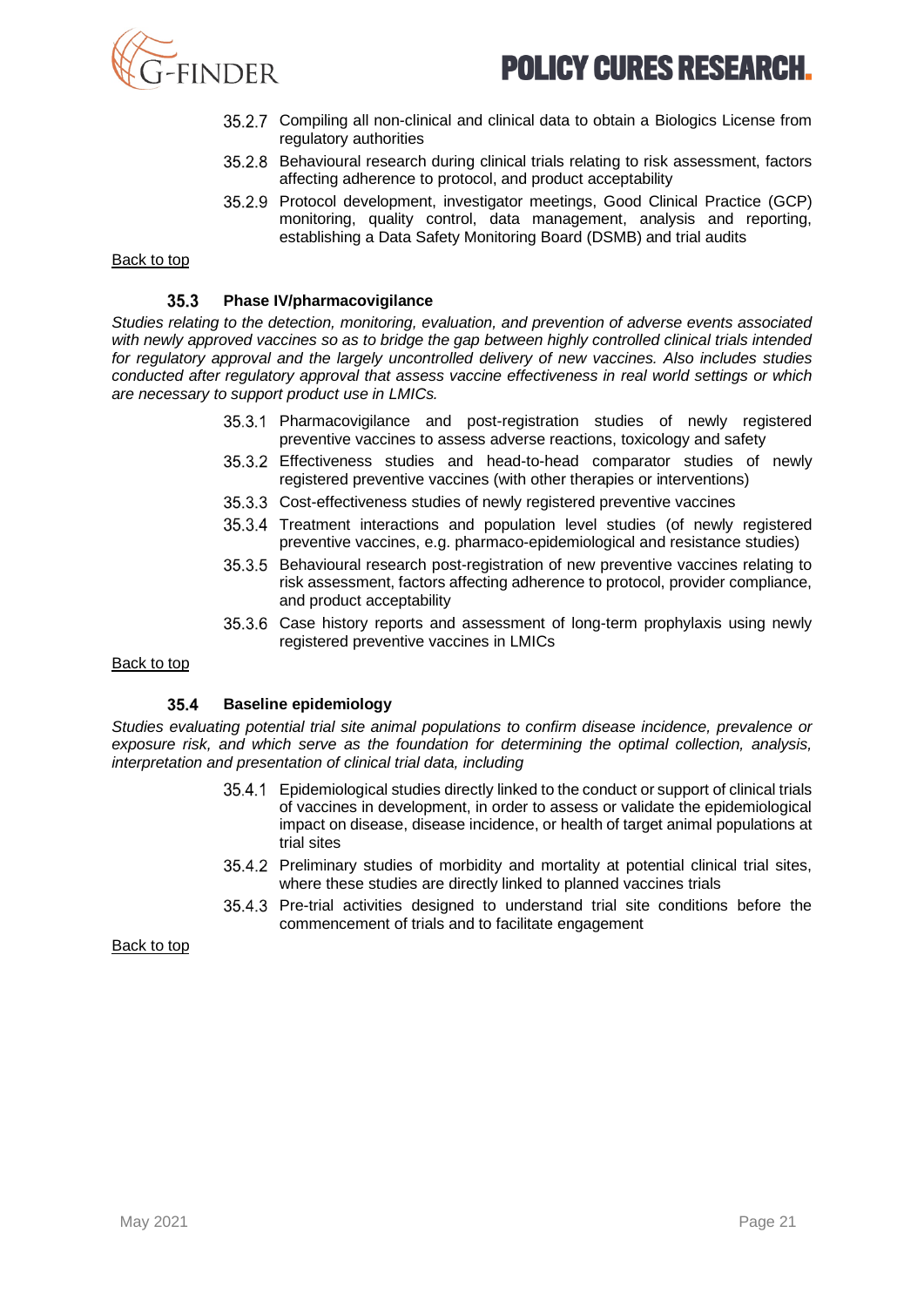35.2.7 Compiling all non-clinical and clinical data to obtain a Biologics License from regulatory authorities

35.2.8 Behavioural research during clinical trials relating to risk assessment, factors affecting adherence to protocol, and product acceptability

35.2.9 Protocol development, investigator meetings, Good Clinical Practice (GCP) monitoring, quality control, data management, analysis and reporting, establishing a Data Safety Monitoring Board (DSMB) and trial audits

Back to top

### 35.3 Phase IV/pharmacovigilance

*Studies relating to the detection, monitoring, evaluation, and prevention of adverse events associated with newly approved vaccines so as to bridge the gap between highly controlled clinical trials intended for regulatory approval and the largely uncontrolled delivery of new vaccines. Also includes studies conducted after regulatory approval that assess vaccine effectiveness in real world settings or which are necessary to support product use in LMICs.*

35.3.1 Pharmacovigilance and post-registration studies of newly registered preventive vaccines to assess adverse reactions, toxicology and safety

35.3.2 Effectiveness studies and head-to-head comparator studies of newly registered preventive vaccines (with other therapies or interventions)

35.3.3 Cost-effectiveness studies of newly registered preventive vaccines

35.3.4 Treatment interactions and population level studies (of newly registered preventive vaccines, e.g. pharmaco-epidemiological and resistance studies)

35.3.5 Behavioural research post-registration of new preventive vaccines relating to risk assessment, factors affecting adherence to protocol, provider compliance, and product acceptability

35.3.6 Case history reports and assessment of long-term prophylaxis using newly registered preventive vaccines in LMICs

Back to top

### 35.4 Baseline epidemiology

*Studies evaluating potential trial site animal populations to confirm disease incidence, prevalence or exposure risk, and which serve as the foundation for determining the optimal collection, analysis, interpretation and presentation of clinical trial data, including*

35.4.1 Epidemiological studies directly linked to the conduct or support of clinical trials of vaccines in development, in order to assess or validate the epidemiological impact on disease, disease incidence, or health of target animal populations at trial sites

35.4.2 Preliminary studies of morbidity and mortality at potential clinical trial sites, where these studies are directly linked to planned vaccines trials

35.4.3 Pre-trial activities designed to understand trial site conditions before the commencement of trials and to facilitate engagement

Back to top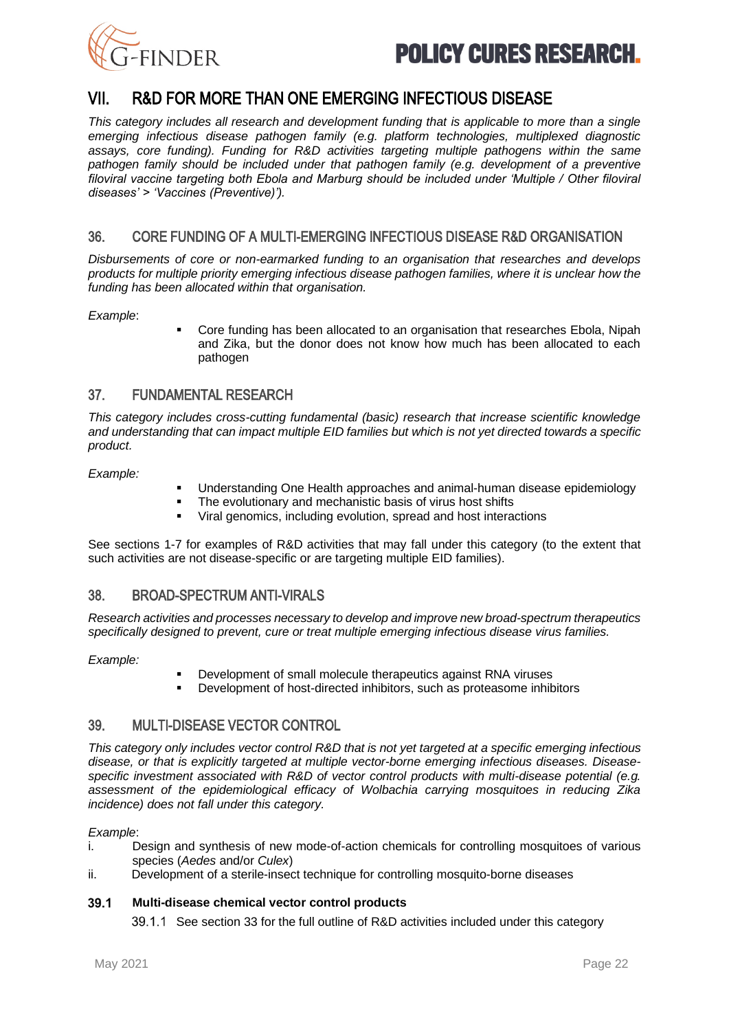## VII. R&D FOR MORE THAN ONE EMERGING INFECTIOUS DISEASE

*This category includes all research and development funding that is applicable to more than a single emerging infectious disease pathogen family (e.g. platform technologies, multiplexed diagnostic assays, core funding). Funding for R&D activities targeting multiple pathogens within the same pathogen family should be included under that pathogen family (e.g. development of a preventive filoviral vaccine targeting both Ebola and Marburg should be included under 'Multiple / Other filoviral diseases' > 'Vaccines (Preventive)').*

### 36. CORE FUNDING OF A MULTI-EMERGING INFECTIOUS DISEASE R&D ORGANISATION

*Disbursements of core or non-earmarked funding to an organisation that researches and develops products for multiple priority emerging infectious disease pathogen families, where it is unclear how the funding has been allocated within that organisation.*

*Example*:

- Core funding has been allocated to an organisation that researches Ebola, Nipah and Zika, but the donor does not know how much has been allocated to each pathogen

### 37. FUNDAMENTAL RESEARCH

*This category includes cross-cutting fundamental (basic) research that increase scientific knowledge and understanding that can impact multiple EID families but which is not yet directed towards a specific product.*

*Example:*

- Understanding One Health approaches and animal-human disease epidemiology
- The evolutionary and mechanistic basis of virus host shifts
- Viral genomics, including evolution, spread and host interactions

See sections 1-7 for examples of R&D activities that may fall under this category (to the extent that such activities are not disease-specific or are targeting multiple EID families).

### 38. BROAD-SPECTRUM ANTI-VIRALS

*Research activities and processes necessary to develop and improve new broad-spectrum therapeutics specifically designed to prevent, cure or treat multiple emerging infectious disease virus families.*

*Example:*

- Development of small molecule therapeutics against RNA viruses
- Development of host-directed inhibitors, such as proteasome inhibitors

### 39. MULTI-DISEASE VECTOR CONTROL

*This category only includes vector control R&D that is not yet targeted at a specific emerging infectious disease, or that is explicitly targeted at multiple vector-borne emerging infectious diseases. Disease-specific investment associated with R&D of vector control products with multi-disease potential (e.g. assessment of the epidemiological efficacy of Wolbachia carrying mosquitoes in reducing Zika incidence) does not fall under this category.*

*Example*:

i. Design and synthesis of new mode-of-action chemicals for controlling mosquitoes of various species (*Aedes* and/or *Culex*)
ii. Development of a sterile-insect technique for controlling mosquito-borne diseases

#### 39.1 Multi-disease chemical vector control products

39.1.1 See section 33 for the full outline of R&D activities included under this category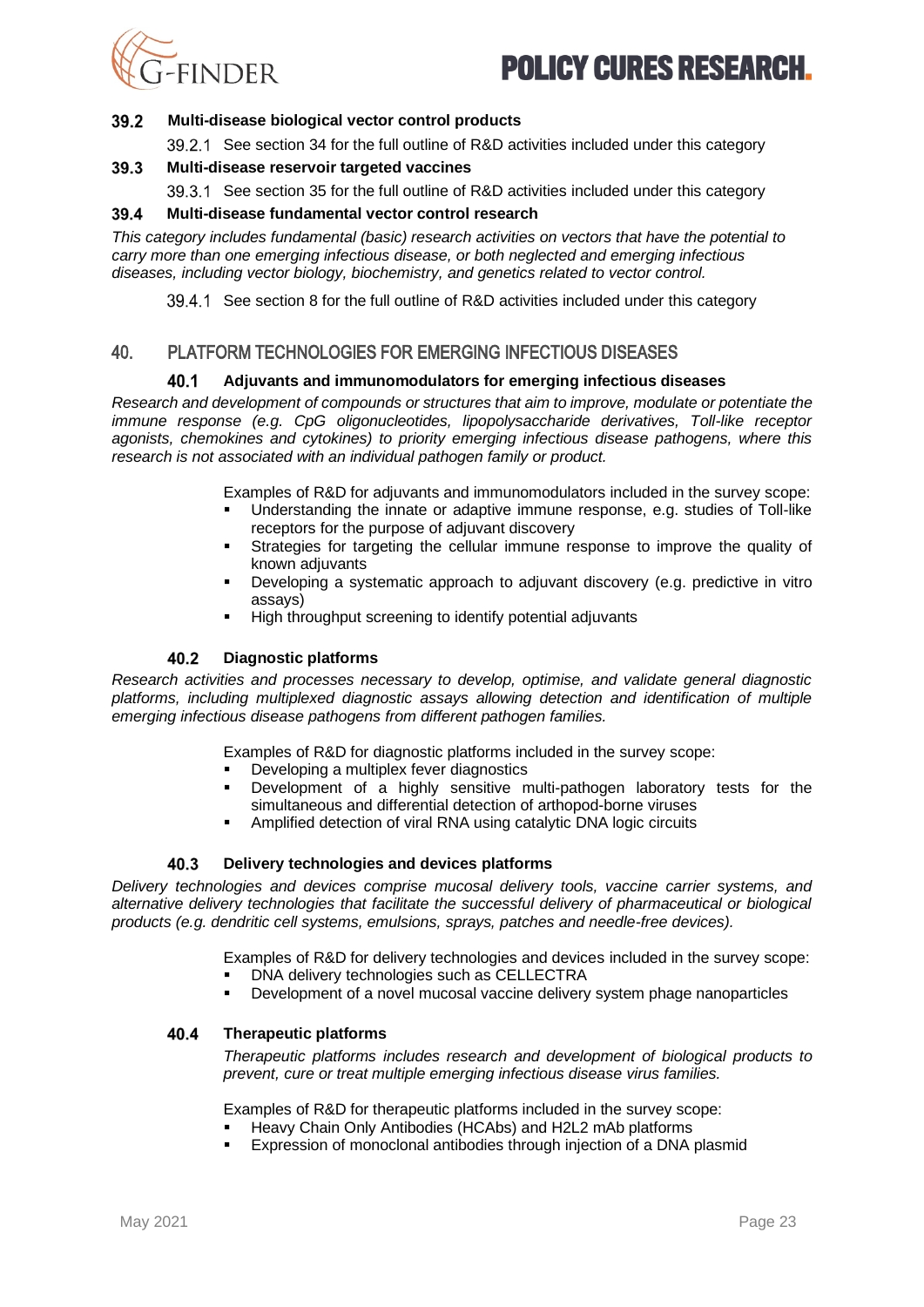### 39.2 Multi-disease biological vector control products

39.2.1 See section 34 for the full outline of R&D activities included under this category

### 39.3 Multi-disease reservoir targeted vaccines

39.3.1 See section 35 for the full outline of R&D activities included under this category

### 39.4 Multi-disease fundamental vector control research

*This category includes fundamental (basic) research activities on vectors that have the potential to carry more than one emerging infectious disease, or both neglected and emerging infectious diseases, including vector biology, biochemistry, and genetics related to vector control.*

39.4.1 See section 8 for the full outline of R&D activities included under this category

## 40. PLATFORM TECHNOLOGIES FOR EMERGING INFECTIOUS DISEASES

### 40.1 Adjuvants and immunomodulators for emerging infectious diseases

*Research and development of compounds or structures that aim to improve, modulate or potentiate the immune response (e.g. CpG oligonucleotides, lipopolysaccharide derivatives, Toll-like receptor agonists, chemokines and cytokines) to priority emerging infectious disease pathogens, where this research is not associated with an individual pathogen family or product.*

Examples of R&D for adjuvants and immunomodulators included in the survey scope:

- Understanding the innate or adaptive immune response, e.g. studies of Toll-like receptors for the purpose of adjuvant discovery
- Strategies for targeting the cellular immune response to improve the quality of known adjuvants
- Developing a systematic approach to adjuvant discovery (e.g. predictive in vitro assays)
- High throughput screening to identify potential adjuvants

### 40.2 Diagnostic platforms

*Research activities and processes necessary to develop, optimise, and validate general diagnostic platforms, including multiplexed diagnostic assays allowing detection and identification of multiple emerging infectious disease pathogens from different pathogen families.*

Examples of R&D for diagnostic platforms included in the survey scope:

- Developing a multiplex fever diagnostics
- Development of a highly sensitive multi-pathogen laboratory tests for the simultaneous and differential detection of arthopod-borne viruses
- Amplified detection of viral RNA using catalytic DNA logic circuits

### 40.3 Delivery technologies and devices platforms

*Delivery technologies and devices comprise mucosal delivery tools, vaccine carrier systems, and alternative delivery technologies that facilitate the successful delivery of pharmaceutical or biological products (e.g. dendritic cell systems, emulsions, sprays, patches and needle-free devices).*

Examples of R&D for delivery technologies and devices included in the survey scope:

- DNA delivery technologies such as CELLECTRA
- Development of a novel mucosal vaccine delivery system phage nanoparticles

### 40.4 Therapeutic platforms

*Therapeutic platforms includes research and development of biological products to prevent, cure or treat multiple emerging infectious disease virus families.*

Examples of R&D for therapeutic platforms included in the survey scope:

- Heavy Chain Only Antibodies (HCAbs) and H2L2 mAb platforms
- Expression of monoclonal antibodies through injection of a DNA plasmid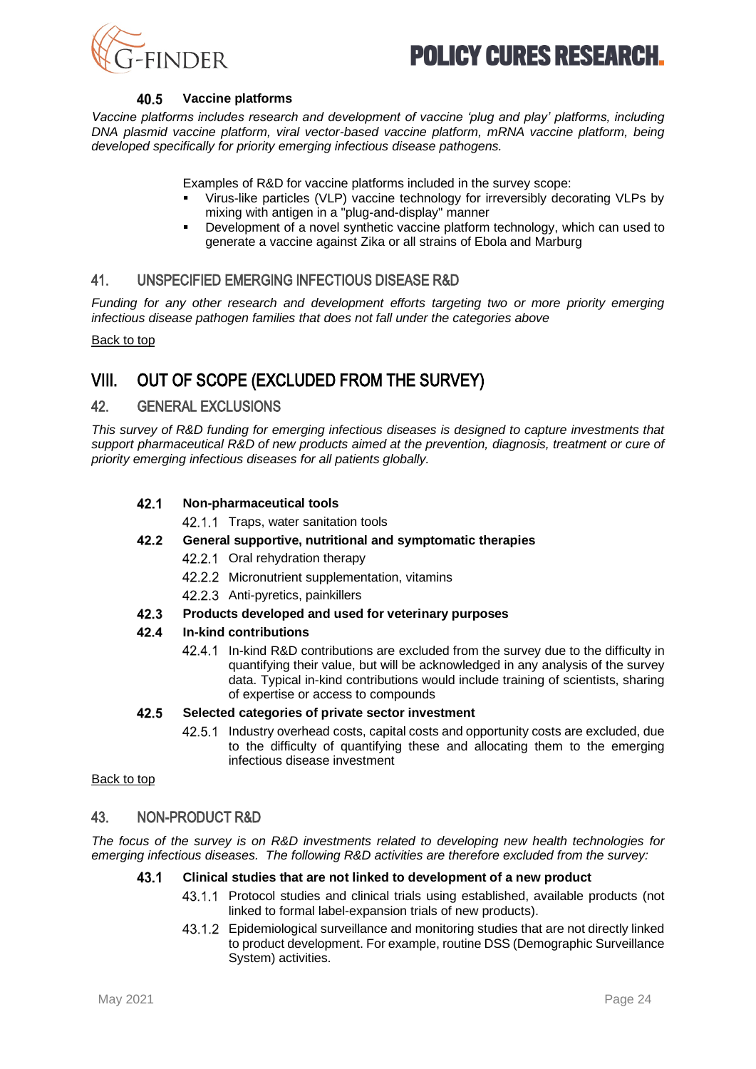### 40.5 Vaccine platforms

*Vaccine platforms includes research and development of vaccine 'plug and play' platforms, including DNA plasmid vaccine platform, viral vector-based vaccine platform, mRNA vaccine platform, being developed specifically for priority emerging infectious disease pathogens.*

Examples of R&D for vaccine platforms included in the survey scope:

- Virus-like particles (VLP) vaccine technology for irreversibly decorating VLPs by mixing with antigen in a "plug-and-display" manner
- Development of a novel synthetic vaccine platform technology, which can used to generate a vaccine against Zika or all strains of Ebola and Marburg

## 41. UNSPECIFIED EMERGING INFECTIOUS DISEASE R&D

*Funding for any other research and development efforts targeting two or more priority emerging infectious disease pathogen families that does not fall under the categories above*

Back to top

# VIII. OUT OF SCOPE (EXCLUDED FROM THE SURVEY)

## 42. GENERAL EXCLUSIONS

*This survey of R&D funding for emerging infectious diseases is designed to capture investments that support pharmaceutical R&D of new products aimed at the prevention, diagnosis, treatment or cure of priority emerging infectious diseases for all patients globally.*

### 42.1 Non-pharmaceutical tools

42.1.1 Traps, water sanitation tools

### 42.2 General supportive, nutritional and symptomatic therapies

42.2.1 Oral rehydration therapy

42.2.2 Micronutrient supplementation, vitamins

42.2.3 Anti-pyretics, painkillers

### 42.3 Products developed and used for veterinary purposes

### 42.4 In-kind contributions

42.4.1 In-kind R&D contributions are excluded from the survey due to the difficulty in quantifying their value, but will be acknowledged in any analysis of the survey data. Typical in-kind contributions would include training of scientists, sharing of expertise or access to compounds

### 42.5 Selected categories of private sector investment

42.5.1 Industry overhead costs, capital costs and opportunity costs are excluded, due to the difficulty of quantifying these and allocating them to the emerging infectious disease investment

Back to top

## 43. NON-PRODUCT R&D

*The focus of the survey is on R&D investments related to developing new health technologies for emerging infectious diseases. The following R&D activities are therefore excluded from the survey:*

### 43.1 Clinical studies that are not linked to development of a new product

43.1.1 Protocol studies and clinical trials using established, available products (not linked to formal label-expansion trials of new products).

43.1.2 Epidemiological surveillance and monitoring studies that are not directly linked to product development. For example, routine DSS (Demographic Surveillance System) activities.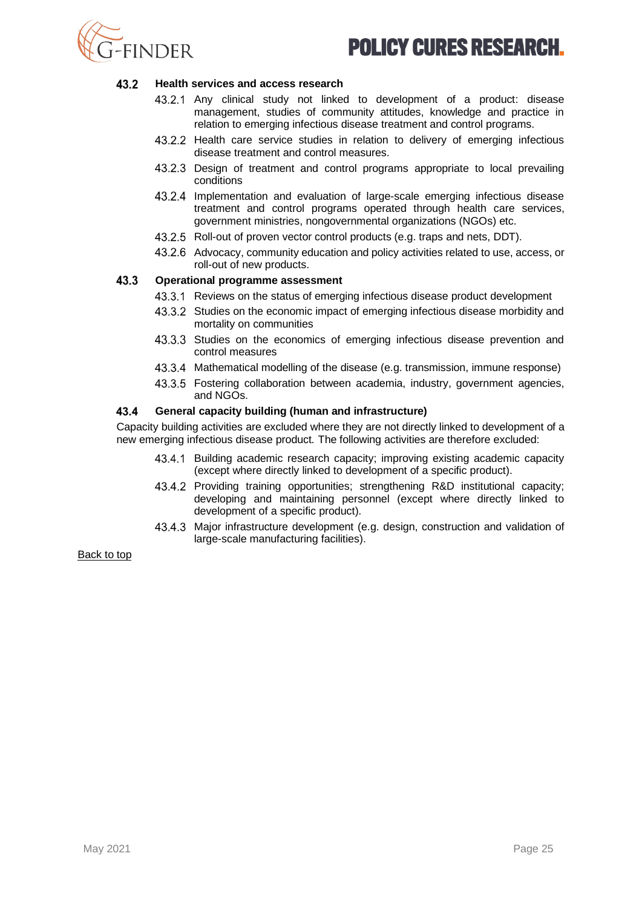### 43.2 Health services and access research

- 43.2.1 Any clinical study not linked to development of a product: disease management, studies of community attitudes, knowledge and practice in relation to emerging infectious disease treatment and control programs.
- 43.2.2 Health care service studies in relation to delivery of emerging infectious disease treatment and control measures.
- 43.2.3 Design of treatment and control programs appropriate to local prevailing conditions
- 43.2.4 Implementation and evaluation of large-scale emerging infectious disease treatment and control programs operated through health care services, government ministries, nongovernmental organizations (NGOs) etc.
- 43.2.5 Roll-out of proven vector control products (e.g. traps and nets, DDT).
- 43.2.6 Advocacy, community education and policy activities related to use, access, or roll-out of new products.

### 43.3 Operational programme assessment

- 43.3.1 Reviews on the status of emerging infectious disease product development
- 43.3.2 Studies on the economic impact of emerging infectious disease morbidity and mortality on communities
- 43.3.3 Studies on the economics of emerging infectious disease prevention and control measures
- 43.3.4 Mathematical modelling of the disease (e.g. transmission, immune response)
- 43.3.5 Fostering collaboration between academia, industry, government agencies, and NGOs.

### 43.4 General capacity building (human and infrastructure)

Capacity building activities are excluded where they are not directly linked to development of a new emerging infectious disease product. The following activities are therefore excluded:

- 43.4.1 Building academic research capacity; improving existing academic capacity (except where directly linked to development of a specific product).
- 43.4.2 Providing training opportunities; strengthening R&D institutional capacity; developing and maintaining personnel (except where directly linked to development of a specific product).
- 43.4.3 Major infrastructure development (e.g. design, construction and validation of large-scale manufacturing facilities).

Back to top